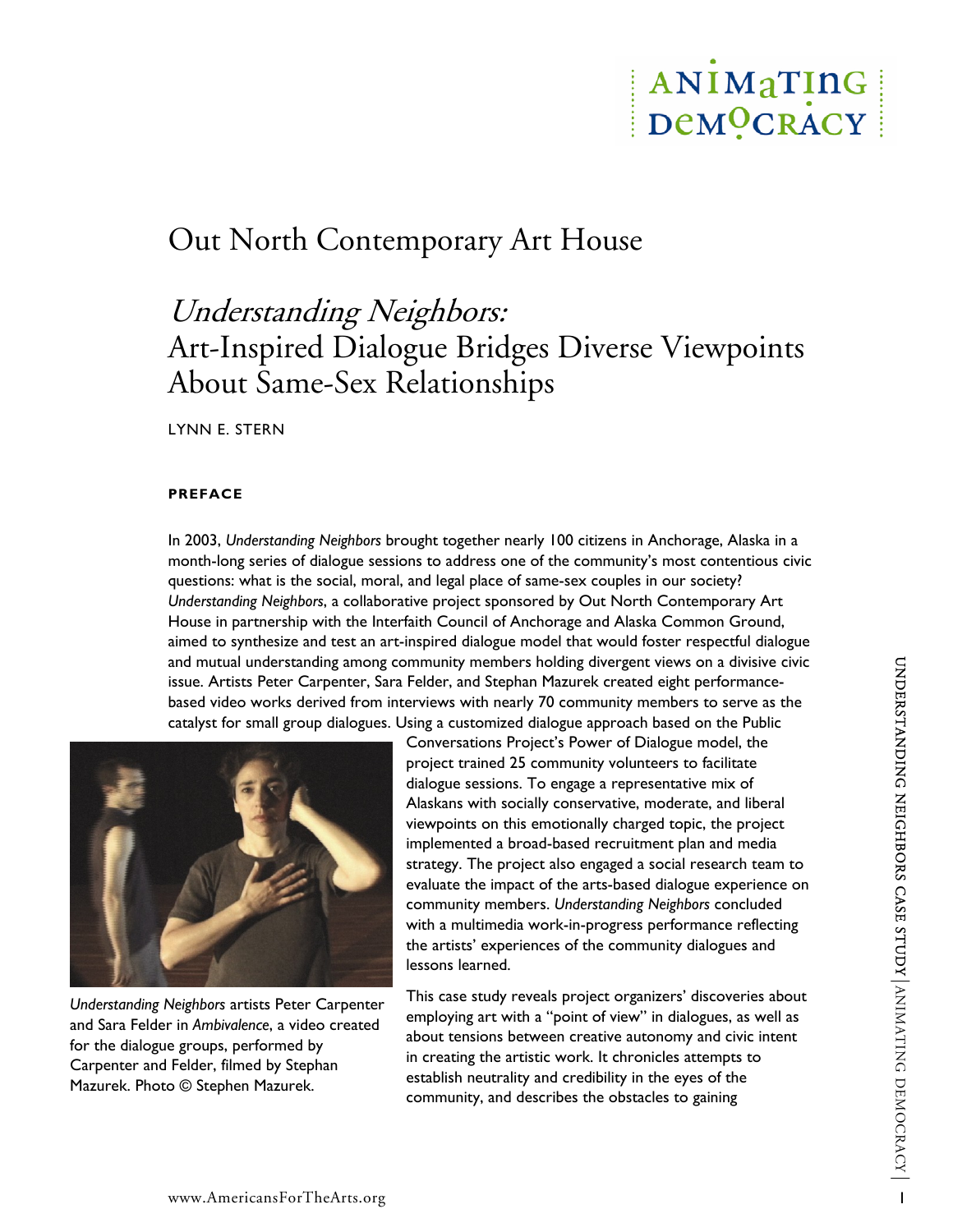# Out North Contemporary Art House

## *Understanding Neighbors:* Art-Inspired Dialogue Bridges Diverse Viewpoints About Same-Sex Relationships

LYNN E. STERN

### PREFACE

In 2003, *Understanding Neighbors* brought together nearly 100 citizens in Anchorage, Alaska in a month-long series of dialogue sessions to address one of the community's most contentious civic questions: what is the social, moral, and legal place of same-sex couples in our society? *Understanding Neighbors*, a collaborative project sponsored by Out North Contemporary Art House in partnership with the Interfaith Council of Anchorage and Alaska Common Ground, aimed to synthesize and test an art-inspired dialogue model that would foster respectful dialogue and mutual understanding among community members holding divergent views on a divisive civic issue. Artists Peter Carpenter, Sara Felder, and Stephan Mazurek created eight performance-based video works derived from interviews with nearly 70 community members to serve as the catalyst for small group dialogues. Using a customized dialogue approach based on the Public Conversations Project's Power of Dialogue model, the project trained 25 community volunteers to facilitate dialogue sessions. To engage a representative mix of Alaskans with socially conservative, moderate, and liberal viewpoints on this emotionally charged topic, the project implemented a broad-based recruitment plan and media strategy. The project also engaged a social research team to evaluate the impact of the arts-based dialogue experience on community members. *Understanding Neighbors* concluded with a multimedia work-in-progress performance reflecting the artists' experiences of the community dialogues and lessons learned.

*Understanding Neighbors* artists Peter Carpenter and Sara Felder in *Ambivalence*, a video created for the dialogue groups, performed by Carpenter and Felder, filmed by Stephan Mazurek. Photo © Stephen Mazurek.

This case study reveals project organizers' discoveries about employing art with a "point of view" in dialogues, as well as about tensions between creative autonomy and civic intent in creating the artistic work. It chronicles attempts to establish neutrality and credibility in the eyes of the community, and describes the obstacles to gaining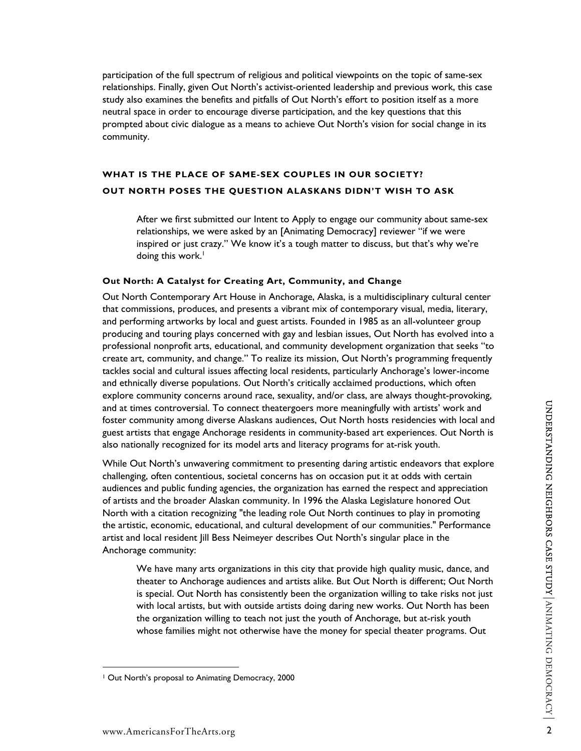participation of the full spectrum of religious and political viewpoints on the topic of same-sex relationships. Finally, given Out North's activist-oriented leadership and previous work, this case study also examines the benefits and pitfalls of Out North's effort to position itself as a more neutral space in order to encourage diverse participation, and the key questions that this prompted about civic dialogue as a means to achieve Out North's vision for social change in its community.

## WHAT IS THE PLACE OF SAME-SEX COUPLES IN OUR SOCIETY? OUT NORTH POSES THE QUESTION ALASKANS DIDN'T WISH TO ASK

> After we first submitted our Intent to Apply to engage our community about same-sex relationships, we were asked by an [Animating Democracy] reviewer "if we were inspired or just crazy." We know it's a tough matter to discuss, but that's why we're doing this work.[1]

### Out North: A Catalyst for Creating Art, Community, and Change

Out North Contemporary Art House in Anchorage, Alaska, is a multidisciplinary cultural center that commissions, produces, and presents a vibrant mix of contemporary visual, media, literary, and performing artworks by local and guest artists. Founded in 1985 as an all-volunteer group producing and touring plays concerned with gay and lesbian issues, Out North has evolved into a professional nonprofit arts, educational, and community development organization that seeks "to create art, community, and change." To realize its mission, Out North's programming frequently tackles social and cultural issues affecting local residents, particularly Anchorage's lower-income and ethnically diverse populations. Out North's critically acclaimed productions, which often explore community concerns around race, sexuality, and/or class, are always thought-provoking, and at times controversial. To connect theatergoers more meaningfully with artists' work and foster community among diverse Alaskans audiences, Out North hosts residencies with local and guest artists that engage Anchorage residents in community-based art experiences. Out North is also nationally recognized for its model arts and literacy programs for at-risk youth.

While Out North's unwavering commitment to presenting daring artistic endeavors that explore challenging, often contentious, societal concerns has on occasion put it at odds with certain audiences and public funding agencies, the organization has earned the respect and appreciation of artists and the broader Alaskan community. In 1996 the Alaska Legislature honored Out North with a citation recognizing "the leading role Out North continues to play in promoting the artistic, economic, educational, and cultural development of our communities." Performance artist and local resident Jill Bess Neimeyer describes Out North's singular place in the Anchorage community:

> We have many arts organizations in this city that provide high quality music, dance, and theater to Anchorage audiences and artists alike. But Out North is different; Out North is special. Out North has consistently been the organization willing to take risks not just with local artists, but with outside artists doing daring new works. Out North has been the organization willing to teach not just the youth of Anchorage, but at-risk youth whose families might not otherwise have the money for special theater programs. Out

[1] Out North's proposal to Animating Democracy, 2000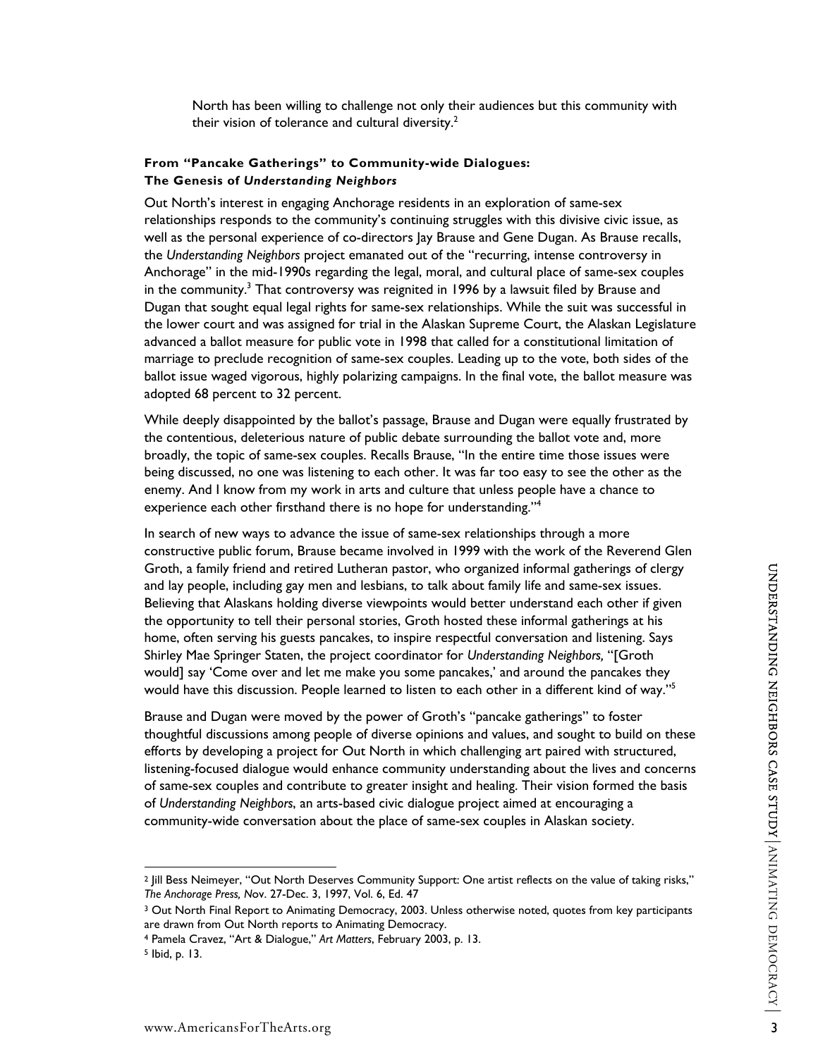North has been willing to challenge not only their audiences but this community with their vision of tolerance and cultural diversity.[2]

### From "Pancake Gatherings" to Community-wide Dialogues: The Genesis of *Understanding Neighbors*

Out North's interest in engaging Anchorage residents in an exploration of same-sex relationships responds to the community's continuing struggles with this divisive civic issue, as well as the personal experience of co-directors Jay Brause and Gene Dugan. As Brause recalls, the *Understanding Neighbors* project emanated out of the "recurring, intense controversy in Anchorage" in the mid-1990s regarding the legal, moral, and cultural place of same-sex couples in the community.[3] That controversy was reignited in 1996 by a lawsuit filed by Brause and Dugan that sought equal legal rights for same-sex relationships. While the suit was successful in the lower court and was assigned for trial in the Alaskan Supreme Court, the Alaskan Legislature advanced a ballot measure for public vote in 1998 that called for a constitutional limitation of marriage to preclude recognition of same-sex couples. Leading up to the vote, both sides of the ballot issue waged vigorous, highly polarizing campaigns. In the final vote, the ballot measure was adopted 68 percent to 32 percent.

While deeply disappointed by the ballot's passage, Brause and Dugan were equally frustrated by the contentious, deleterious nature of public debate surrounding the ballot vote and, more broadly, the topic of same-sex couples. Recalls Brause, "In the entire time those issues were being discussed, no one was listening to each other. It was far too easy to see the other as the enemy. And I know from my work in arts and culture that unless people have a chance to experience each other firsthand there is no hope for understanding."[4]

In search of new ways to advance the issue of same-sex relationships through a more constructive public forum, Brause became involved in 1999 with the work of the Reverend Glen Groth, a family friend and retired Lutheran pastor, who organized informal gatherings of clergy and lay people, including gay men and lesbians, to talk about family life and same-sex issues. Believing that Alaskans holding diverse viewpoints would better understand each other if given the opportunity to tell their personal stories, Groth hosted these informal gatherings at his home, often serving his guests pancakes, to inspire respectful conversation and listening. Says Shirley Mae Springer Staten, the project coordinator for *Understanding Neighbors,* "[Groth would] say 'Come over and let me make you some pancakes,' and around the pancakes they would have this discussion. People learned to listen to each other in a different kind of way."[5]

Brause and Dugan were moved by the power of Groth's "pancake gatherings" to foster thoughtful discussions among people of diverse opinions and values, and sought to build on these efforts by developing a project for Out North in which challenging art paired with structured, listening-focused dialogue would enhance community understanding about the lives and concerns of same-sex couples and contribute to greater insight and healing. Their vision formed the basis of *Understanding Neighbors*, an arts-based civic dialogue project aimed at encouraging a community-wide conversation about the place of same-sex couples in Alaskan society.

---

[2] Jill Bess Neimeyer, "Out North Deserves Community Support: One artist reflects on the value of taking risks," *The Anchorage Press, N*ov. 27-Dec. 3, 1997, Vol. 6, Ed. 47

[3] Out North Final Report to Animating Democracy, 2003. Unless otherwise noted, quotes from key participants are drawn from Out North reports to Animating Democracy.

[4] Pamela Cravez, "Art & Dialogue," *Art Matters*, February 2003, p. 13.

[5] Ibid, p. 13.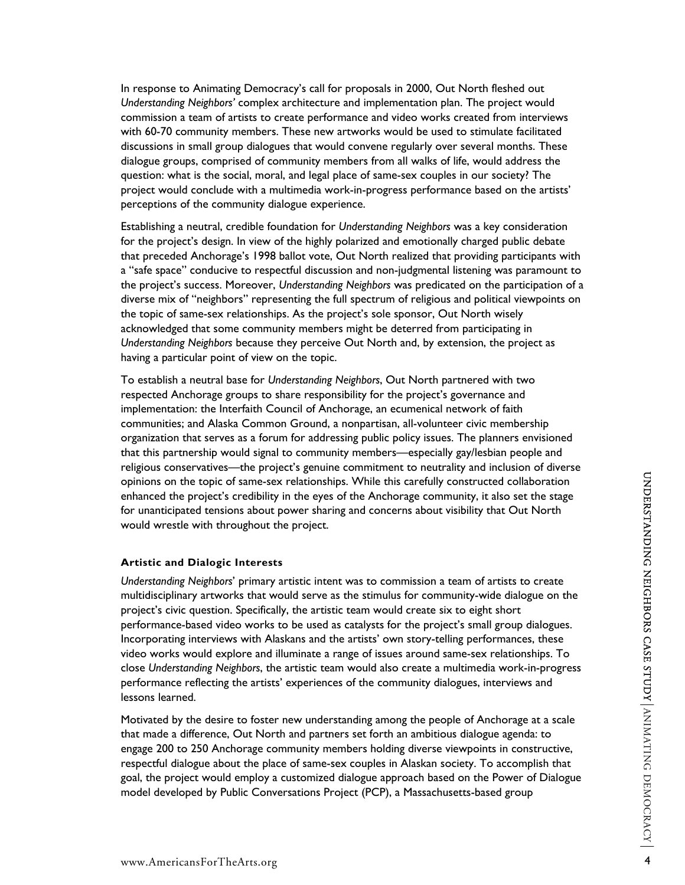In response to Animating Democracy's call for proposals in 2000, Out North fleshed out *Understanding Neighbors'* complex architecture and implementation plan. The project would commission a team of artists to create performance and video works created from interviews with 60-70 community members. These new artworks would be used to stimulate facilitated discussions in small group dialogues that would convene regularly over several months. These dialogue groups, comprised of community members from all walks of life, would address the question: what is the social, moral, and legal place of same-sex couples in our society? The project would conclude with a multimedia work-in-progress performance based on the artists' perceptions of the community dialogue experience.

Establishing a neutral, credible foundation for *Understanding Neighbors* was a key consideration for the project's design. In view of the highly polarized and emotionally charged public debate that preceded Anchorage's 1998 ballot vote, Out North realized that providing participants with a "safe space" conducive to respectful discussion and non-judgmental listening was paramount to the project's success. Moreover, *Understanding Neighbors* was predicated on the participation of a diverse mix of "neighbors" representing the full spectrum of religious and political viewpoints on the topic of same-sex relationships. As the project's sole sponsor, Out North wisely acknowledged that some community members might be deterred from participating in *Understanding Neighbors* because they perceive Out North and, by extension, the project as having a particular point of view on the topic.

To establish a neutral base for *Understanding Neighbors*, Out North partnered with two respected Anchorage groups to share responsibility for the project's governance and implementation: the Interfaith Council of Anchorage, an ecumenical network of faith communities; and Alaska Common Ground, a nonpartisan, all-volunteer civic membership organization that serves as a forum for addressing public policy issues. The planners envisioned that this partnership would signal to community members—especially gay/lesbian people and religious conservatives—the project's genuine commitment to neutrality and inclusion of diverse opinions on the topic of same-sex relationships. While this carefully constructed collaboration enhanced the project's credibility in the eyes of the Anchorage community, it also set the stage for unanticipated tensions about power sharing and concerns about visibility that Out North would wrestle with throughout the project.

### Artistic and Dialogic Interests

*Understanding Neighbors*' primary artistic intent was to commission a team of artists to create multidisciplinary artworks that would serve as the stimulus for community-wide dialogue on the project's civic question. Specifically, the artistic team would create six to eight short performance-based video works to be used as catalysts for the project's small group dialogues. Incorporating interviews with Alaskans and the artists' own story-telling performances, these video works would explore and illuminate a range of issues around same-sex relationships. To close *Understanding Neighbors*, the artistic team would also create a multimedia work-in-progress performance reflecting the artists' experiences of the community dialogues, interviews and lessons learned.

Motivated by the desire to foster new understanding among the people of Anchorage at a scale that made a difference, Out North and partners set forth an ambitious dialogue agenda: to engage 200 to 250 Anchorage community members holding diverse viewpoints in constructive, respectful dialogue about the place of same-sex couples in Alaskan society. To accomplish that goal, the project would employ a customized dialogue approach based on the Power of Dialogue model developed by Public Conversations Project (PCP), a Massachusetts-based group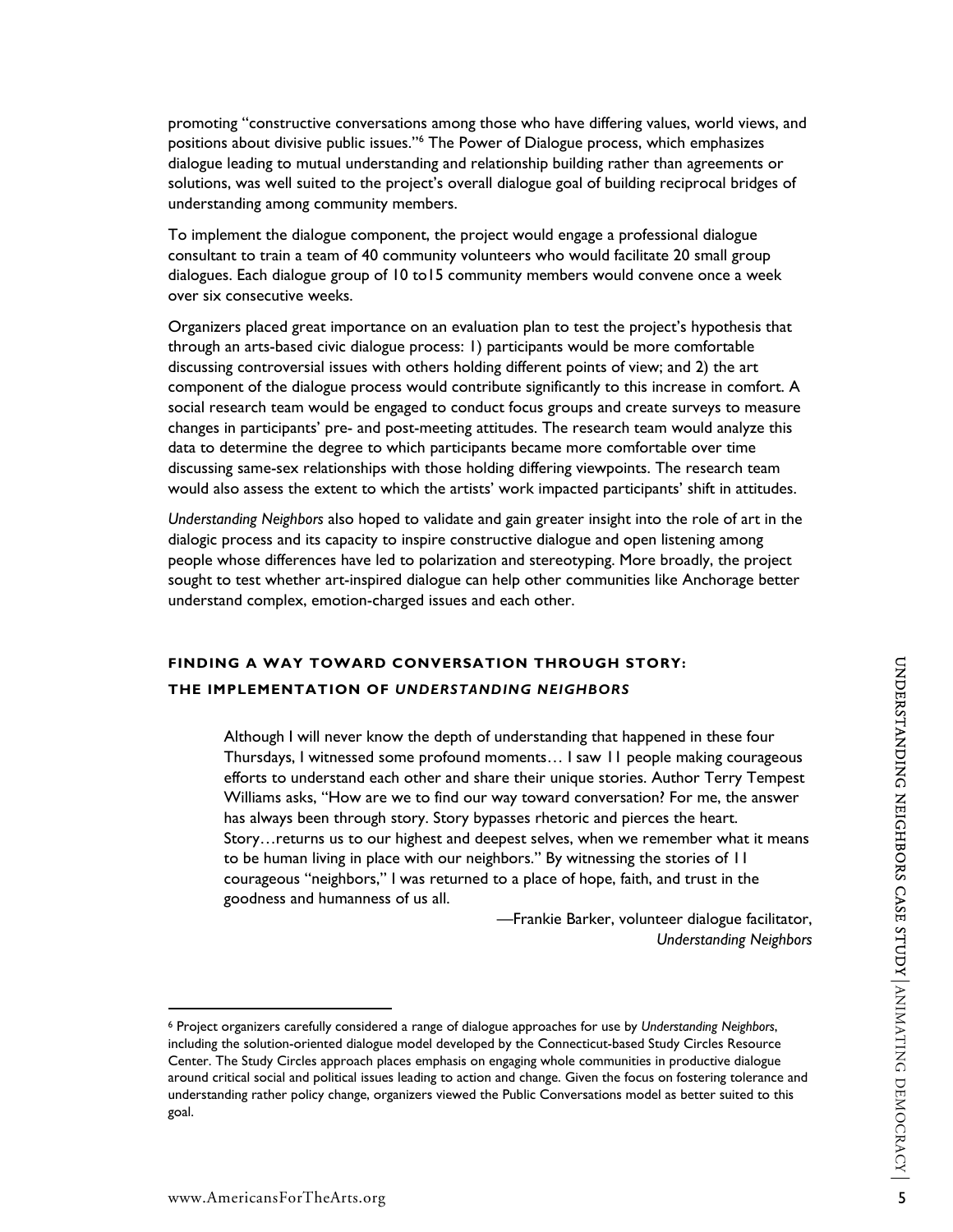promoting "constructive conversations among those who have differing values, world views, and positions about divisive public issues."[6] The Power of Dialogue process, which emphasizes dialogue leading to mutual understanding and relationship building rather than agreements or solutions, was well suited to the project's overall dialogue goal of building reciprocal bridges of understanding among community members.

To implement the dialogue component, the project would engage a professional dialogue consultant to train a team of 40 community volunteers who would facilitate 20 small group dialogues. Each dialogue group of 10 to15 community members would convene once a week over six consecutive weeks.

Organizers placed great importance on an evaluation plan to test the project's hypothesis that through an arts-based civic dialogue process: 1) participants would be more comfortable discussing controversial issues with others holding different points of view; and 2) the art component of the dialogue process would contribute significantly to this increase in comfort. A social research team would be engaged to conduct focus groups and create surveys to measure changes in participants' pre- and post-meeting attitudes. The research team would analyze this data to determine the degree to which participants became more comfortable over time discussing same-sex relationships with those holding differing viewpoints. The research team would also assess the extent to which the artists' work impacted participants' shift in attitudes.

*Understanding Neighbors* also hoped to validate and gain greater insight into the role of art in the dialogic process and its capacity to inspire constructive dialogue and open listening among people whose differences have led to polarization and stereotyping. More broadly, the project sought to test whether art-inspired dialogue can help other communities like Anchorage better understand complex, emotion-charged issues and each other.

## FINDING A WAY TOWARD CONVERSATION THROUGH STORY: THE IMPLEMENTATION OF *UNDERSTANDING NEIGHBORS*

> Although I will never know the depth of understanding that happened in these four Thursdays, I witnessed some profound moments… I saw 11 people making courageous efforts to understand each other and share their unique stories. Author Terry Tempest Williams asks, "How are we to find our way toward conversation? For me, the answer has always been through story. Story bypasses rhetoric and pierces the heart. Story…returns us to our highest and deepest selves, when we remember what it means to be human living in place with our neighbors." By witnessing the stories of 11 courageous "neighbors," I was returned to a place of hope, faith, and trust in the goodness and humanness of us all.
>
> —Frankie Barker, volunteer dialogue facilitator, *Understanding Neighbors*

[6] Project organizers carefully considered a range of dialogue approaches for use by *Understanding Neighbors*, including the solution-oriented dialogue model developed by the Connecticut-based Study Circles Resource Center. The Study Circles approach places emphasis on engaging whole communities in productive dialogue around critical social and political issues leading to action and change. Given the focus on fostering tolerance and understanding rather policy change, organizers viewed the Public Conversations model as better suited to this goal.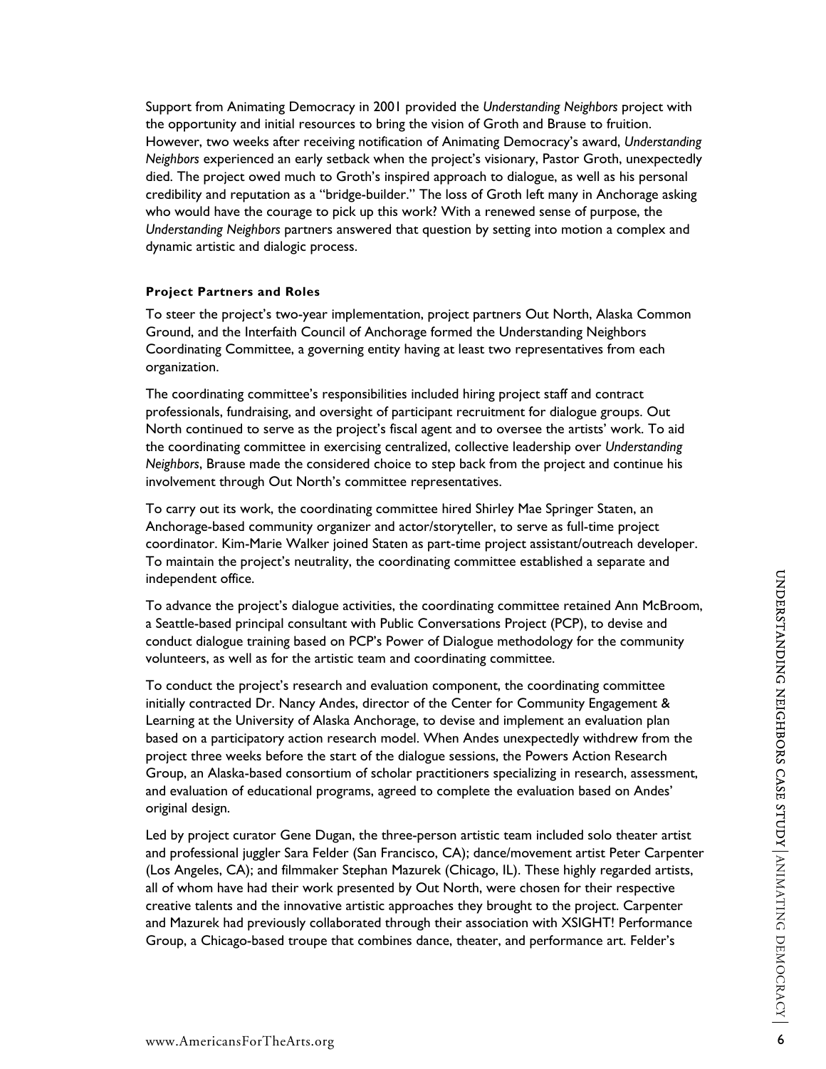Support from Animating Democracy in 2001 provided the *Understanding Neighbors* project with the opportunity and initial resources to bring the vision of Groth and Brause to fruition. However, two weeks after receiving notification of Animating Democracy's award, *Understanding Neighbors* experienced an early setback when the project's visionary, Pastor Groth, unexpectedly died. The project owed much to Groth's inspired approach to dialogue, as well as his personal credibility and reputation as a "bridge-builder." The loss of Groth left many in Anchorage asking who would have the courage to pick up this work? With a renewed sense of purpose, the *Understanding Neighbors* partners answered that question by setting into motion a complex and dynamic artistic and dialogic process.

**Project Partners and Roles**

To steer the project's two-year implementation, project partners Out North, Alaska Common Ground, and the Interfaith Council of Anchorage formed the Understanding Neighbors Coordinating Committee, a governing entity having at least two representatives from each organization.

The coordinating committee's responsibilities included hiring project staff and contract professionals, fundraising, and oversight of participant recruitment for dialogue groups. Out North continued to serve as the project's fiscal agent and to oversee the artists' work. To aid the coordinating committee in exercising centralized, collective leadership over *Understanding Neighbors*, Brause made the considered choice to step back from the project and continue his involvement through Out North's committee representatives.

To carry out its work, the coordinating committee hired Shirley Mae Springer Staten, an Anchorage-based community organizer and actor/storyteller, to serve as full-time project coordinator. Kim-Marie Walker joined Staten as part-time project assistant/outreach developer. To maintain the project's neutrality, the coordinating committee established a separate and independent office.

To advance the project's dialogue activities, the coordinating committee retained Ann McBroom, a Seattle-based principal consultant with Public Conversations Project (PCP), to devise and conduct dialogue training based on PCP's Power of Dialogue methodology for the community volunteers, as well as for the artistic team and coordinating committee.

To conduct the project's research and evaluation component, the coordinating committee initially contracted Dr. Nancy Andes, director of the Center for Community Engagement & Learning at the University of Alaska Anchorage, to devise and implement an evaluation plan based on a participatory action research model. When Andes unexpectedly withdrew from the project three weeks before the start of the dialogue sessions, the Powers Action Research Group, an Alaska-based consortium of scholar practitioners specializing in research, assessment, and evaluation of educational programs, agreed to complete the evaluation based on Andes' original design.

Led by project curator Gene Dugan, the three-person artistic team included solo theater artist and professional juggler Sara Felder (San Francisco, CA); dance/movement artist Peter Carpenter (Los Angeles, CA); and filmmaker Stephan Mazurek (Chicago, IL). These highly regarded artists, all of whom have had their work presented by Out North, were chosen for their respective creative talents and the innovative artistic approaches they brought to the project. Carpenter and Mazurek had previously collaborated through their association with XSIGHT! Performance Group, a Chicago-based troupe that combines dance, theater, and performance art. Felder's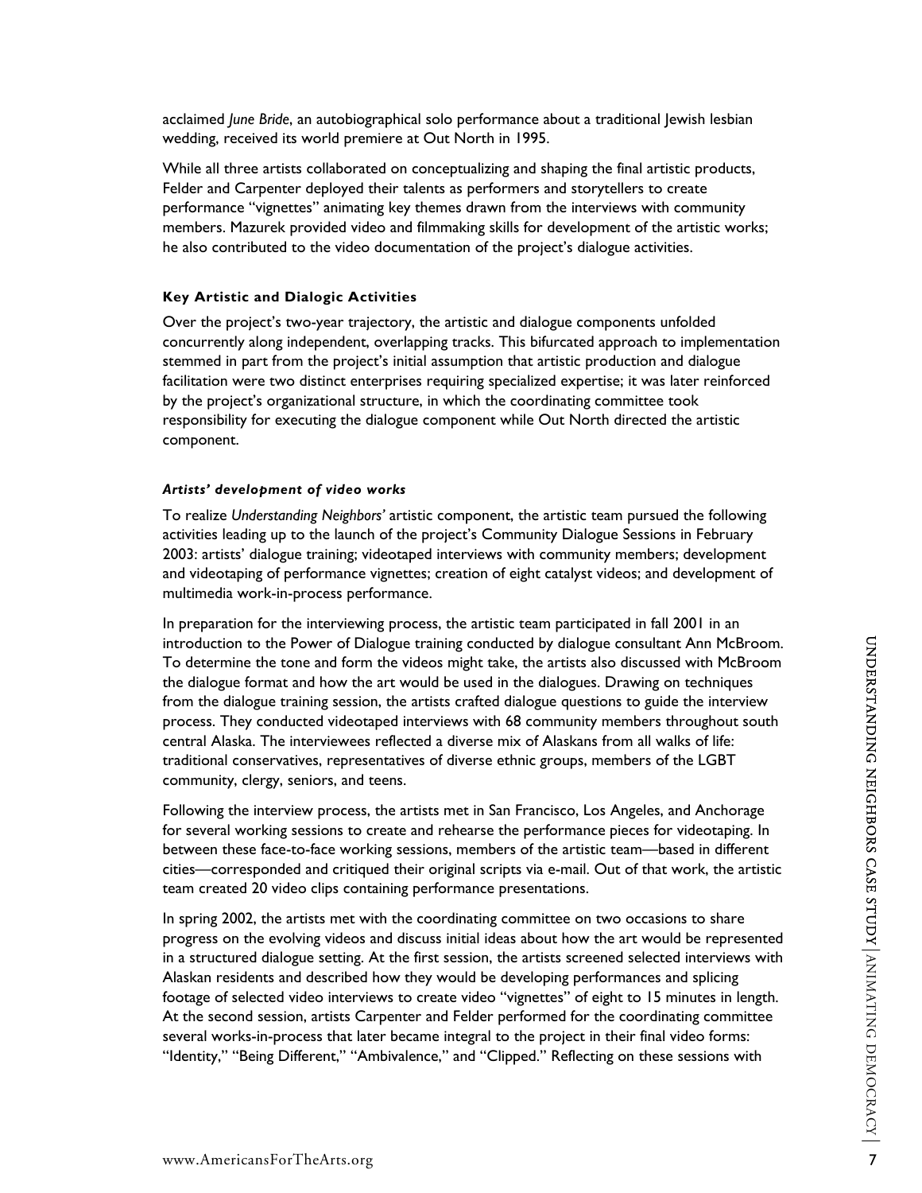acclaimed *June Bride*, an autobiographical solo performance about a traditional Jewish lesbian wedding, received its world premiere at Out North in 1995.

While all three artists collaborated on conceptualizing and shaping the final artistic products, Felder and Carpenter deployed their talents as performers and storytellers to create performance "vignettes" animating key themes drawn from the interviews with community members. Mazurek provided video and filmmaking skills for development of the artistic works; he also contributed to the video documentation of the project's dialogue activities.

### Key Artistic and Dialogic Activities

Over the project's two-year trajectory, the artistic and dialogue components unfolded concurrently along independent, overlapping tracks. This bifurcated approach to implementation stemmed in part from the project's initial assumption that artistic production and dialogue facilitation were two distinct enterprises requiring specialized expertise; it was later reinforced by the project's organizational structure, in which the coordinating committee took responsibility for executing the dialogue component while Out North directed the artistic component.

#### *Artists' development of video works*

To realize *Understanding Neighbors'* artistic component, the artistic team pursued the following activities leading up to the launch of the project's Community Dialogue Sessions in February 2003: artists' dialogue training; videotaped interviews with community members; development and videotaping of performance vignettes; creation of eight catalyst videos; and development of multimedia work-in-process performance.

In preparation for the interviewing process, the artistic team participated in fall 2001 in an introduction to the Power of Dialogue training conducted by dialogue consultant Ann McBroom. To determine the tone and form the videos might take, the artists also discussed with McBroom the dialogue format and how the art would be used in the dialogues. Drawing on techniques from the dialogue training session, the artists crafted dialogue questions to guide the interview process. They conducted videotaped interviews with 68 community members throughout south central Alaska. The interviewees reflected a diverse mix of Alaskans from all walks of life: traditional conservatives, representatives of diverse ethnic groups, members of the LGBT community, clergy, seniors, and teens.

Following the interview process, the artists met in San Francisco, Los Angeles, and Anchorage for several working sessions to create and rehearse the performance pieces for videotaping. In between these face-to-face working sessions, members of the artistic team—based in different cities—corresponded and critiqued their original scripts via e-mail. Out of that work, the artistic team created 20 video clips containing performance presentations.

In spring 2002, the artists met with the coordinating committee on two occasions to share progress on the evolving videos and discuss initial ideas about how the art would be represented in a structured dialogue setting. At the first session, the artists screened selected interviews with Alaskan residents and described how they would be developing performances and splicing footage of selected video interviews to create video "vignettes" of eight to 15 minutes in length. At the second session, artists Carpenter and Felder performed for the coordinating committee several works-in-process that later became integral to the project in their final video forms: "Identity," "Being Different," "Ambivalence," and "Clipped." Reflecting on these sessions with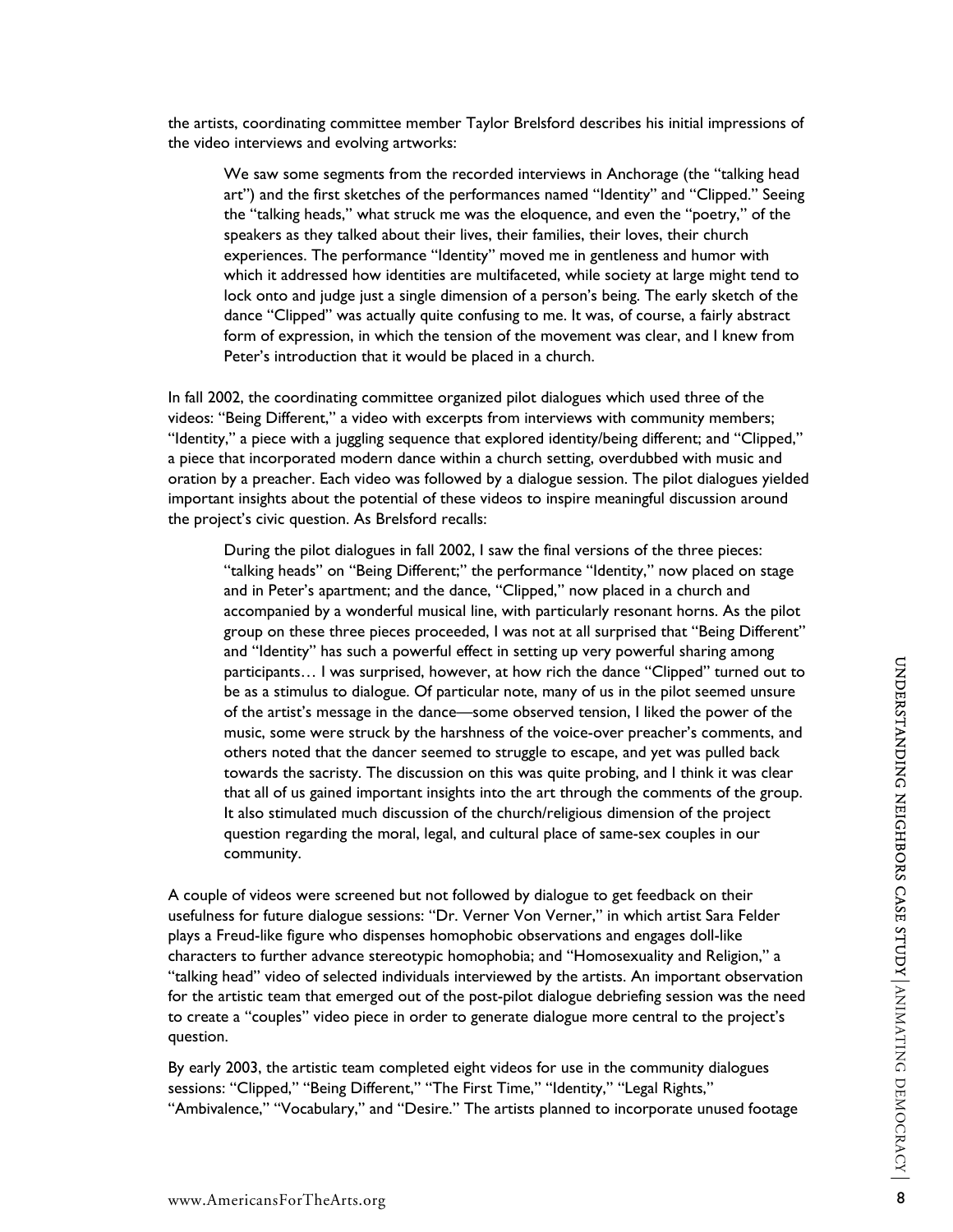the artists, coordinating committee member Taylor Brelsford describes his initial impressions of the video interviews and evolving artworks:

> We saw some segments from the recorded interviews in Anchorage (the "talking head art") and the first sketches of the performances named "Identity" and "Clipped." Seeing the "talking heads," what struck me was the eloquence, and even the "poetry," of the speakers as they talked about their lives, their families, their loves, their church experiences. The performance "Identity" moved me in gentleness and humor with which it addressed how identities are multifaceted, while society at large might tend to lock onto and judge just a single dimension of a person's being. The early sketch of the dance "Clipped" was actually quite confusing to me. It was, of course, a fairly abstract form of expression, in which the tension of the movement was clear, and I knew from Peter's introduction that it would be placed in a church.

In fall 2002, the coordinating committee organized pilot dialogues which used three of the videos: "Being Different," a video with excerpts from interviews with community members; "Identity," a piece with a juggling sequence that explored identity/being different; and "Clipped," a piece that incorporated modern dance within a church setting, overdubbed with music and oration by a preacher. Each video was followed by a dialogue session. The pilot dialogues yielded important insights about the potential of these videos to inspire meaningful discussion around the project's civic question. As Brelsford recalls:

> During the pilot dialogues in fall 2002, I saw the final versions of the three pieces: "talking heads" on "Being Different;" the performance "Identity," now placed on stage and in Peter's apartment; and the dance, "Clipped," now placed in a church and accompanied by a wonderful musical line, with particularly resonant horns. As the pilot group on these three pieces proceeded, I was not at all surprised that "Being Different" and "Identity" has such a powerful effect in setting up very powerful sharing among participants… I was surprised, however, at how rich the dance "Clipped" turned out to be as a stimulus to dialogue. Of particular note, many of us in the pilot seemed unsure of the artist's message in the dance—some observed tension, I liked the power of the music, some were struck by the harshness of the voice-over preacher's comments, and others noted that the dancer seemed to struggle to escape, and yet was pulled back towards the sacristy. The discussion on this was quite probing, and I think it was clear that all of us gained important insights into the art through the comments of the group. It also stimulated much discussion of the church/religious dimension of the project question regarding the moral, legal, and cultural place of same-sex couples in our community.

A couple of videos were screened but not followed by dialogue to get feedback on their usefulness for future dialogue sessions: "Dr. Verner Von Verner," in which artist Sara Felder plays a Freud-like figure who dispenses homophobic observations and engages doll-like characters to further advance stereotypic homophobia; and "Homosexuality and Religion," a "talking head" video of selected individuals interviewed by the artists. An important observation for the artistic team that emerged out of the post-pilot dialogue debriefing session was the need to create a "couples" video piece in order to generate dialogue more central to the project's question.

By early 2003, the artistic team completed eight videos for use in the community dialogues sessions: "Clipped," "Being Different," "The First Time," "Identity," "Legal Rights," "Ambivalence," "Vocabulary," and "Desire." The artists planned to incorporate unused footage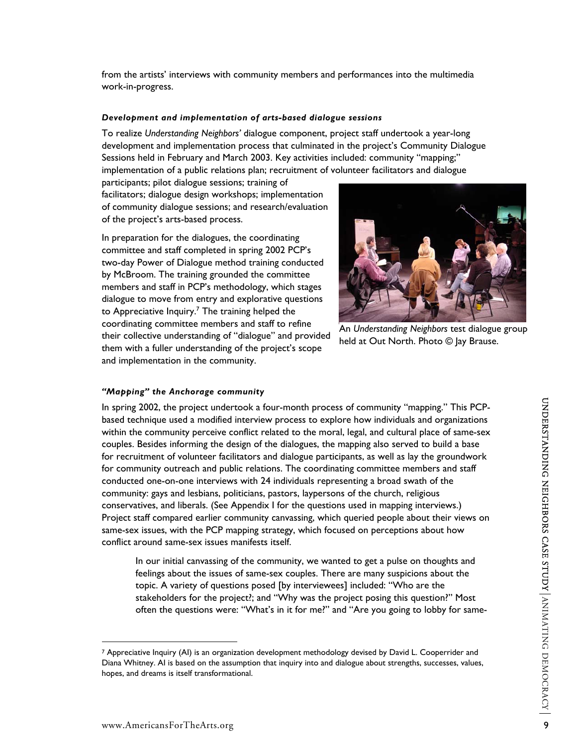from the artists' interviews with community members and performances into the multimedia work-in-progress.

#### *Development and implementation of arts-based dialogue sessions*

To realize *Understanding Neighbors'* dialogue component, project staff undertook a year-long development and implementation process that culminated in the project's Community Dialogue Sessions held in February and March 2003. Key activities included: community "mapping;" implementation of a public relations plan; recruitment of volunteer facilitators and dialogue participants; pilot dialogue sessions; training of facilitators; dialogue design workshops; implementation of community dialogue sessions; and research/evaluation of the project's arts-based process.

In preparation for the dialogues, the coordinating committee and staff completed in spring 2002 PCP's two-day Power of Dialogue method training conducted by McBroom. The training grounded the committee members and staff in PCP's methodology, which stages dialogue to move from entry and explorative questions to Appreciative Inquiry.[7] The training helped the coordinating committee members and staff to refine their collective understanding of "dialogue" and provided them with a fuller understanding of the project's scope and implementation in the community.

An *Understanding Neighbors* test dialogue group held at Out North. Photo © Jay Brause.

#### *"Mapping" the Anchorage community*

In spring 2002, the project undertook a four-month process of community "mapping." This PCP-based technique used a modified interview process to explore how individuals and organizations within the community perceive conflict related to the moral, legal, and cultural place of same-sex couples. Besides informing the design of the dialogues, the mapping also served to build a base for recruitment of volunteer facilitators and dialogue participants, as well as lay the groundwork for community outreach and public relations. The coordinating committee members and staff conducted one-on-one interviews with 24 individuals representing a broad swath of the community: gays and lesbians, politicians, pastors, laypersons of the church, religious conservatives, and liberals. (See Appendix I for the questions used in mapping interviews.) Project staff compared earlier community canvassing, which queried people about their views on same-sex issues, with the PCP mapping strategy, which focused on perceptions about how conflict around same-sex issues manifests itself.

> In our initial canvassing of the community, we wanted to get a pulse on thoughts and feelings about the issues of same-sex couples. There are many suspicions about the topic. A variety of questions posed [by interviewees] included: "Who are the stakeholders for the project?; and "Why was the project posing this question?" Most often the questions were: "What's in it for me?" and "Are you going to lobby for same-

---

[7] Appreciative Inquiry (AI) is an organization development methodology devised by David L. Cooperrider and Diana Whitney. AI is based on the assumption that inquiry into and dialogue about strengths, successes, values, hopes, and dreams is itself transformational.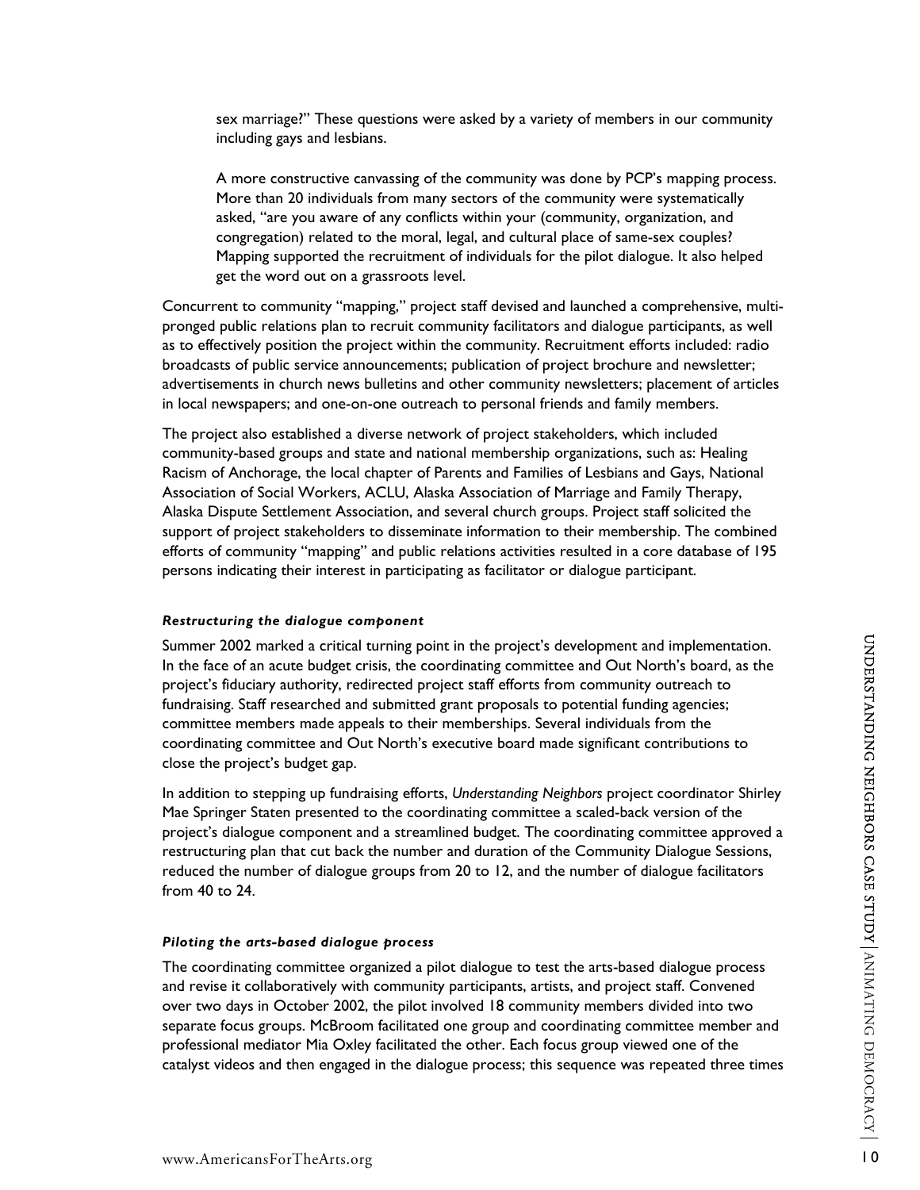sex marriage?" These questions were asked by a variety of members in our community including gays and lesbians.

> A more constructive canvassing of the community was done by PCP's mapping process. More than 20 individuals from many sectors of the community were systematically asked, "are you aware of any conflicts within your (community, organization, and congregation) related to the moral, legal, and cultural place of same-sex couples? Mapping supported the recruitment of individuals for the pilot dialogue. It also helped get the word out on a grassroots level.

Concurrent to community "mapping," project staff devised and launched a comprehensive, multi-pronged public relations plan to recruit community facilitators and dialogue participants, as well as to effectively position the project within the community. Recruitment efforts included: radio broadcasts of public service announcements; publication of project brochure and newsletter; advertisements in church news bulletins and other community newsletters; placement of articles in local newspapers; and one-on-one outreach to personal friends and family members.

The project also established a diverse network of project stakeholders, which included community-based groups and state and national membership organizations, such as: Healing Racism of Anchorage, the local chapter of Parents and Families of Lesbians and Gays, National Association of Social Workers, ACLU, Alaska Association of Marriage and Family Therapy, Alaska Dispute Settlement Association, and several church groups. Project staff solicited the support of project stakeholders to disseminate information to their membership. The combined efforts of community "mapping" and public relations activities resulted in a core database of 195 persons indicating their interest in participating as facilitator or dialogue participant.

#### *Restructuring the dialogue component*

Summer 2002 marked a critical turning point in the project's development and implementation. In the face of an acute budget crisis, the coordinating committee and Out North's board, as the project's fiduciary authority, redirected project staff efforts from community outreach to fundraising. Staff researched and submitted grant proposals to potential funding agencies; committee members made appeals to their memberships. Several individuals from the coordinating committee and Out North's executive board made significant contributions to close the project's budget gap.

In addition to stepping up fundraising efforts, *Understanding Neighbors* project coordinator Shirley Mae Springer Staten presented to the coordinating committee a scaled-back version of the project's dialogue component and a streamlined budget. The coordinating committee approved a restructuring plan that cut back the number and duration of the Community Dialogue Sessions, reduced the number of dialogue groups from 20 to 12, and the number of dialogue facilitators from 40 to 24.

#### *Piloting the arts-based dialogue process*

The coordinating committee organized a pilot dialogue to test the arts-based dialogue process and revise it collaboratively with community participants, artists, and project staff. Convened over two days in October 2002, the pilot involved 18 community members divided into two separate focus groups. McBroom facilitated one group and coordinating committee member and professional mediator Mia Oxley facilitated the other. Each focus group viewed one of the catalyst videos and then engaged in the dialogue process; this sequence was repeated three times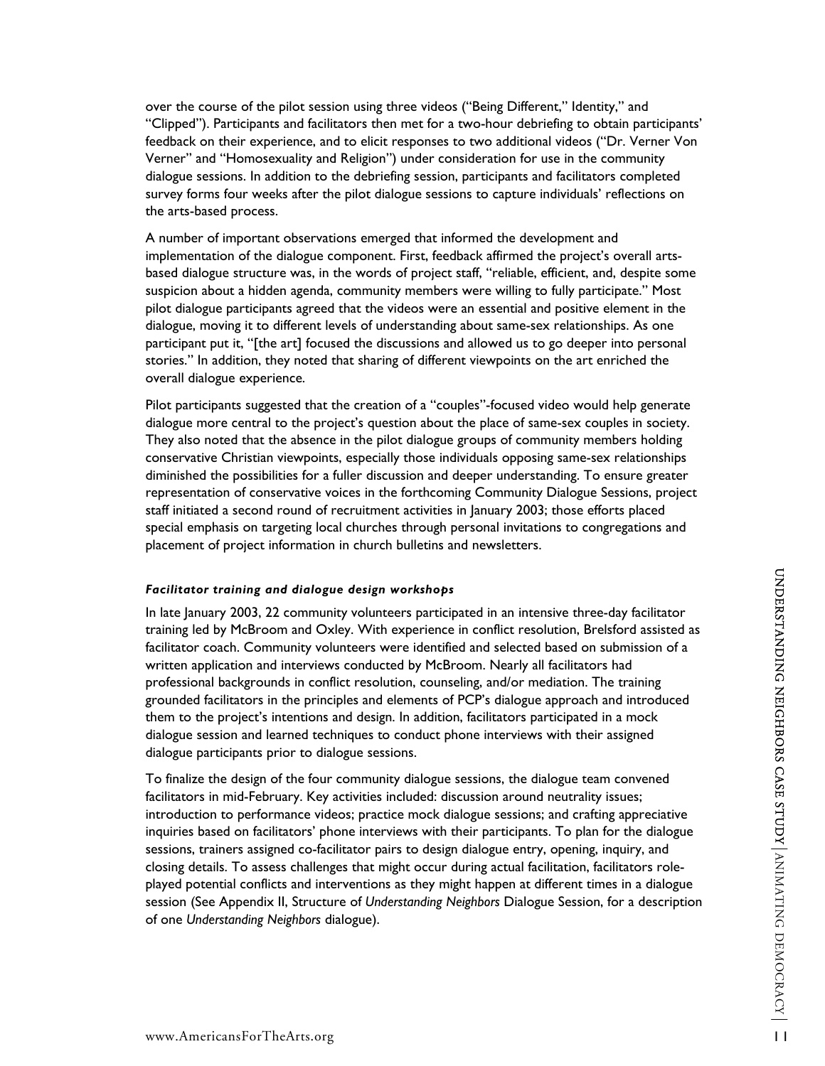over the course of the pilot session using three videos ("Being Different," Identity," and "Clipped"). Participants and facilitators then met for a two-hour debriefing to obtain participants' feedback on their experience, and to elicit responses to two additional videos ("Dr. Verner Von Verner" and "Homosexuality and Religion") under consideration for use in the community dialogue sessions. In addition to the debriefing session, participants and facilitators completed survey forms four weeks after the pilot dialogue sessions to capture individuals' reflections on the arts-based process.

A number of important observations emerged that informed the development and implementation of the dialogue component. First, feedback affirmed the project's overall arts-based dialogue structure was, in the words of project staff, "reliable, efficient, and, despite some suspicion about a hidden agenda, community members were willing to fully participate." Most pilot dialogue participants agreed that the videos were an essential and positive element in the dialogue, moving it to different levels of understanding about same-sex relationships. As one participant put it, "[the art] focused the discussions and allowed us to go deeper into personal stories." In addition, they noted that sharing of different viewpoints on the art enriched the overall dialogue experience.

Pilot participants suggested that the creation of a "couples"-focused video would help generate dialogue more central to the project's question about the place of same-sex couples in society. They also noted that the absence in the pilot dialogue groups of community members holding conservative Christian viewpoints, especially those individuals opposing same-sex relationships diminished the possibilities for a fuller discussion and deeper understanding. To ensure greater representation of conservative voices in the forthcoming Community Dialogue Sessions, project staff initiated a second round of recruitment activities in January 2003; those efforts placed special emphasis on targeting local churches through personal invitations to congregations and placement of project information in church bulletins and newsletters.

#### *Facilitator training and dialogue design workshops*

In late January 2003, 22 community volunteers participated in an intensive three-day facilitator training led by McBroom and Oxley. With experience in conflict resolution, Brelsford assisted as facilitator coach. Community volunteers were identified and selected based on submission of a written application and interviews conducted by McBroom. Nearly all facilitators had professional backgrounds in conflict resolution, counseling, and/or mediation. The training grounded facilitators in the principles and elements of PCP's dialogue approach and introduced them to the project's intentions and design. In addition, facilitators participated in a mock dialogue session and learned techniques to conduct phone interviews with their assigned dialogue participants prior to dialogue sessions.

To finalize the design of the four community dialogue sessions, the dialogue team convened facilitators in mid-February. Key activities included: discussion around neutrality issues; introduction to performance videos; practice mock dialogue sessions; and crafting appreciative inquiries based on facilitators' phone interviews with their participants. To plan for the dialogue sessions, trainers assigned co-facilitator pairs to design dialogue entry, opening, inquiry, and closing details. To assess challenges that might occur during actual facilitation, facilitators role-played potential conflicts and interventions as they might happen at different times in a dialogue session (See Appendix II, Structure of *Understanding Neighbors* Dialogue Session, for a description of one *Understanding Neighbors* dialogue).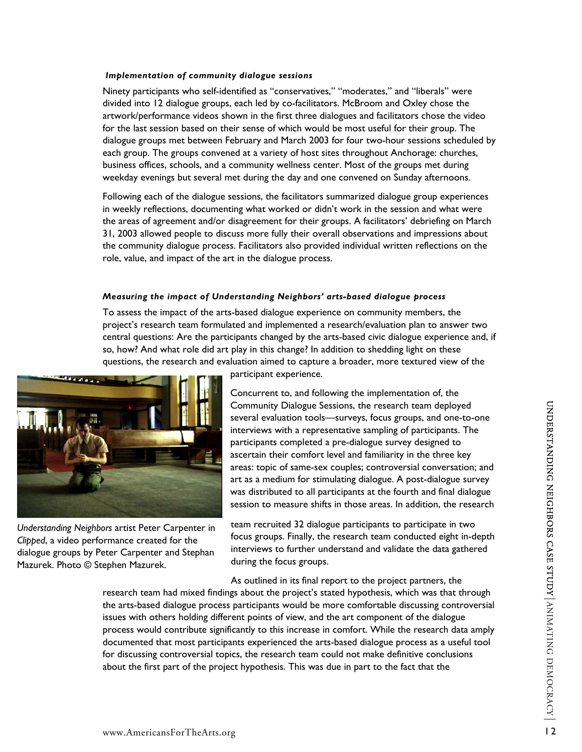### *Implementation of community dialogue sessions*

Ninety participants who self-identified as "conservatives," "moderates," and "liberals" were divided into 12 dialogue groups, each led by co-facilitators. McBroom and Oxley chose the artwork/performance videos shown in the first three dialogues and facilitators chose the video for the last session based on their sense of which would be most useful for their group. The dialogue groups met between February and March 2003 for four two-hour sessions scheduled by each group. The groups convened at a variety of host sites throughout Anchorage: churches, business offices, schools, and a community wellness center. Most of the groups met during weekday evenings but several met during the day and one convened on Sunday afternoons.

Following each of the dialogue sessions, the facilitators summarized dialogue group experiences in weekly reflections, documenting what worked or didn't work in the session and what were the areas of agreement and/or disagreement for their groups. A facilitators' debriefing on March 31, 2003 allowed people to discuss more fully their overall observations and impressions about the community dialogue process. Facilitators also provided individual written reflections on the role, value, and impact of the art in the dialogue process.

### *Measuring the impact of Understanding Neighbors' arts-based dialogue process*

To assess the impact of the arts-based dialogue experience on community members, the project's research team formulated and implemented a research/evaluation plan to answer two central questions: Are the participants changed by the arts-based civic dialogue experience and, if so, how? And what role did art play in this change? In addition to shedding light on these questions, the research and evaluation aimed to capture a broader, more textured view of the participant experience.

*Understanding Neighbors* artist Peter Carpenter in *Clipped*, a video performance created for the dialogue groups by Peter Carpenter and Stephan Mazurek. Photo © Stephen Mazurek.

Concurrent to, and following the implementation of, the Community Dialogue Sessions, the research team deployed several evaluation tools—surveys, focus groups, and one-to-one interviews with a representative sampling of participants. The participants completed a pre-dialogue survey designed to ascertain their comfort level and familiarity in the three key areas: topic of same-sex couples; controversial conversation; and art as a medium for stimulating dialogue. A post-dialogue survey was distributed to all participants at the fourth and final dialogue session to measure shifts in those areas. In addition, the research team recruited 32 dialogue participants to participate in two focus groups. Finally, the research team conducted eight in-depth interviews to further understand and validate the data gathered during the focus groups.

As outlined in its final report to the project partners, the research team had mixed findings about the project's stated hypothesis, which was that through the arts-based dialogue process participants would be more comfortable discussing controversial issues with others holding different points of view, and the art component of the dialogue process would contribute significantly to this increase in comfort. While the research data amply documented that most participants experienced the arts-based dialogue process as a useful tool for discussing controversial topics, the research team could not make definitive conclusions about the first part of the project hypothesis. This was due in part to the fact that the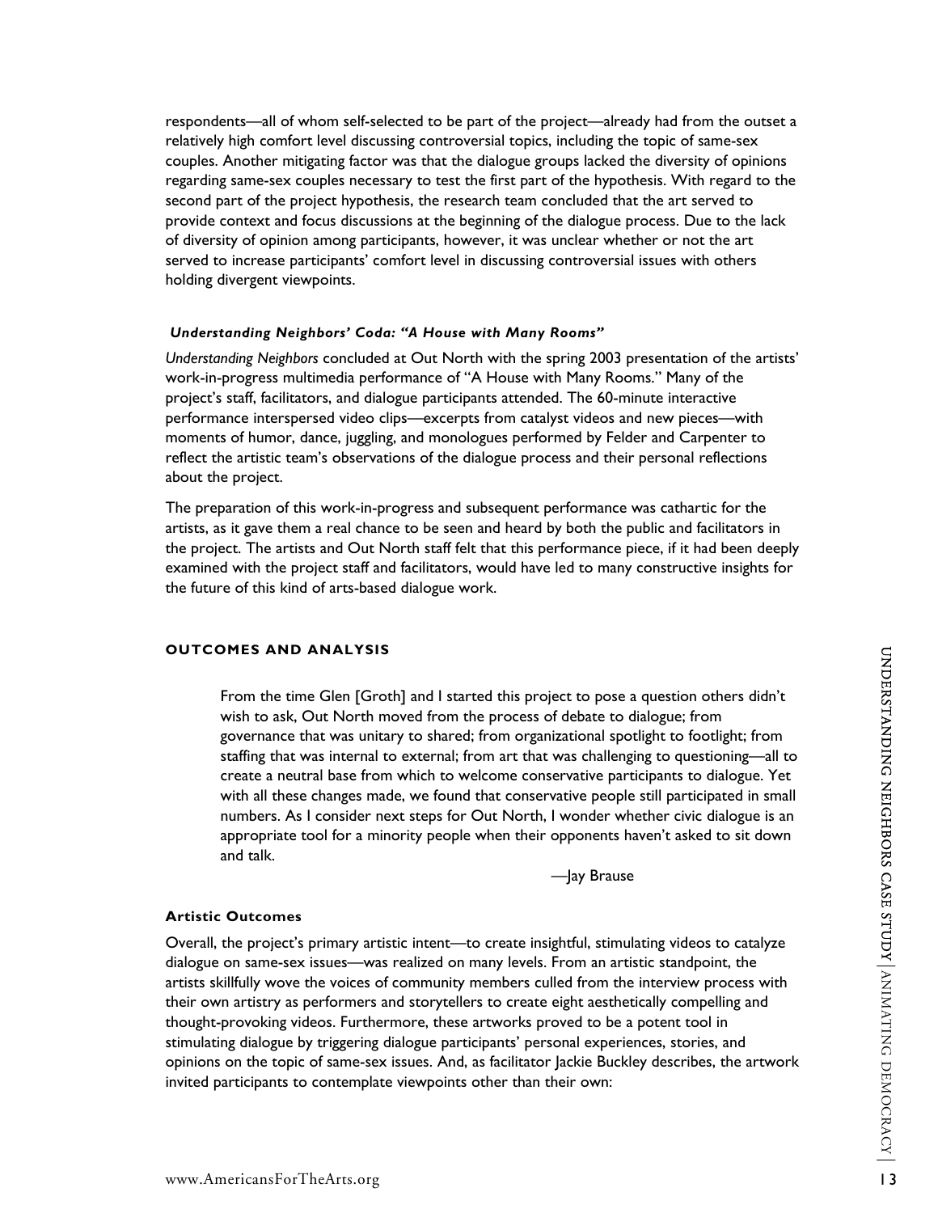respondents—all of whom self-selected to be part of the project—already had from the outset a relatively high comfort level discussing controversial topics, including the topic of same-sex couples. Another mitigating factor was that the dialogue groups lacked the diversity of opinions regarding same-sex couples necessary to test the first part of the hypothesis. With regard to the second part of the project hypothesis, the research team concluded that the art served to provide context and focus discussions at the beginning of the dialogue process. Due to the lack of diversity of opinion among participants, however, it was unclear whether or not the art served to increase participants' comfort level in discussing controversial issues with others holding divergent viewpoints.

#### *Understanding Neighbors' Coda: "A House with Many Rooms"*

*Understanding Neighbors* concluded at Out North with the spring 2003 presentation of the artists' work-in-progress multimedia performance of "A House with Many Rooms." Many of the project's staff, facilitators, and dialogue participants attended. The 60-minute interactive performance interspersed video clips—excerpts from catalyst videos and new pieces—with moments of humor, dance, juggling, and monologues performed by Felder and Carpenter to reflect the artistic team's observations of the dialogue process and their personal reflections about the project.

The preparation of this work-in-progress and subsequent performance was cathartic for the artists, as it gave them a real chance to be seen and heard by both the public and facilitators in the project. The artists and Out North staff felt that this performance piece, if it had been deeply examined with the project staff and facilitators, would have led to many constructive insights for the future of this kind of arts-based dialogue work.

## OUTCOMES AND ANALYSIS

> From the time Glen [Groth] and I started this project to pose a question others didn't wish to ask, Out North moved from the process of debate to dialogue; from governance that was unitary to shared; from organizational spotlight to footlight; from staffing that was internal to external; from art that was challenging to questioning—all to create a neutral base from which to welcome conservative participants to dialogue. Yet with all these changes made, we found that conservative people still participated in small numbers. As I consider next steps for Out North, I wonder whether civic dialogue is an appropriate tool for a minority people when their opponents haven't asked to sit down and talk.
>
> —Jay Brause

### Artistic Outcomes

Overall, the project's primary artistic intent—to create insightful, stimulating videos to catalyze dialogue on same-sex issues—was realized on many levels. From an artistic standpoint, the artists skillfully wove the voices of community members culled from the interview process with their own artistry as performers and storytellers to create eight aesthetically compelling and thought-provoking videos. Furthermore, these artworks proved to be a potent tool in stimulating dialogue by triggering dialogue participants' personal experiences, stories, and opinions on the topic of same-sex issues. And, as facilitator Jackie Buckley describes, the artwork invited participants to contemplate viewpoints other than their own: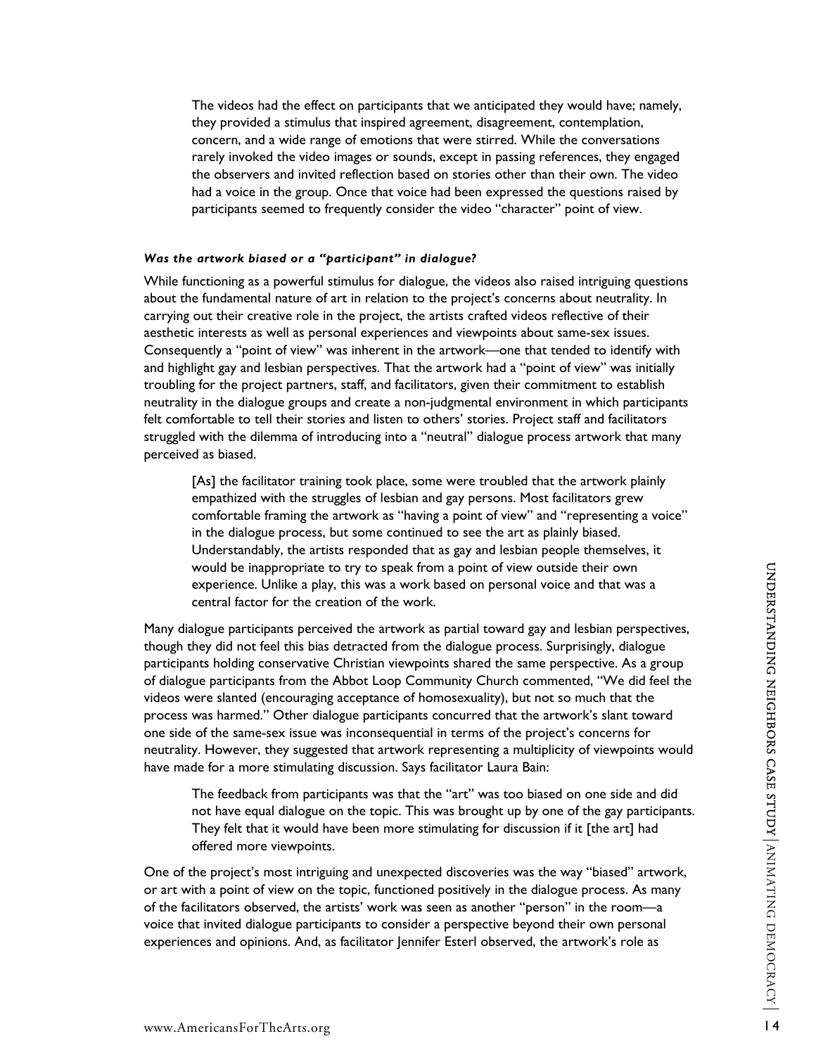> The videos had the effect on participants that we anticipated they would have; namely, they provided a stimulus that inspired agreement, disagreement, contemplation, concern, and a wide range of emotions that were stirred. While the conversations rarely invoked the video images or sounds, except in passing references, they engaged the observers and invited reflection based on stories other than their own. The video had a voice in the group. Once that voice had been expressed the questions raised by participants seemed to frequently consider the video "character" point of view.

#### *Was the artwork biased or a "participant" in dialogue?*

While functioning as a powerful stimulus for dialogue, the videos also raised intriguing questions about the fundamental nature of art in relation to the project's concerns about neutrality. In carrying out their creative role in the project, the artists crafted videos reflective of their aesthetic interests as well as personal experiences and viewpoints about same-sex issues. Consequently a "point of view" was inherent in the artwork—one that tended to identify with and highlight gay and lesbian perspectives. That the artwork had a "point of view" was initially troubling for the project partners, staff, and facilitators, given their commitment to establish neutrality in the dialogue groups and create a non-judgmental environment in which participants felt comfortable to tell their stories and listen to others' stories. Project staff and facilitators struggled with the dilemma of introducing into a "neutral" dialogue process artwork that many perceived as biased.

> [As] the facilitator training took place, some were troubled that the artwork plainly empathized with the struggles of lesbian and gay persons. Most facilitators grew comfortable framing the artwork as "having a point of view" and "representing a voice" in the dialogue process, but some continued to see the art as plainly biased. Understandably, the artists responded that as gay and lesbian people themselves, it would be inappropriate to try to speak from a point of view outside their own experience. Unlike a play, this was a work based on personal voice and that was a central factor for the creation of the work.

Many dialogue participants perceived the artwork as partial toward gay and lesbian perspectives, though they did not feel this bias detracted from the dialogue process. Surprisingly, dialogue participants holding conservative Christian viewpoints shared the same perspective. As a group of dialogue participants from the Abbot Loop Community Church commented, "We did feel the videos were slanted (encouraging acceptance of homosexuality), but not so much that the process was harmed." Other dialogue participants concurred that the artwork's slant toward one side of the same-sex issue was inconsequential in terms of the project's concerns for neutrality. However, they suggested that artwork representing a multiplicity of viewpoints would have made for a more stimulating discussion. Says facilitator Laura Bain:

> The feedback from participants was that the "art" was too biased on one side and did not have equal dialogue on the topic. This was brought up by one of the gay participants. They felt that it would have been more stimulating for discussion if it [the art] had offered more viewpoints.

One of the project's most intriguing and unexpected discoveries was the way "biased" artwork, or art with a point of view on the topic, functioned positively in the dialogue process. As many of the facilitators observed, the artists' work was seen as another "person" in the room—a voice that invited dialogue participants to consider a perspective beyond their own personal experiences and opinions. And, as facilitator Jennifer Esterl observed, the artwork's role as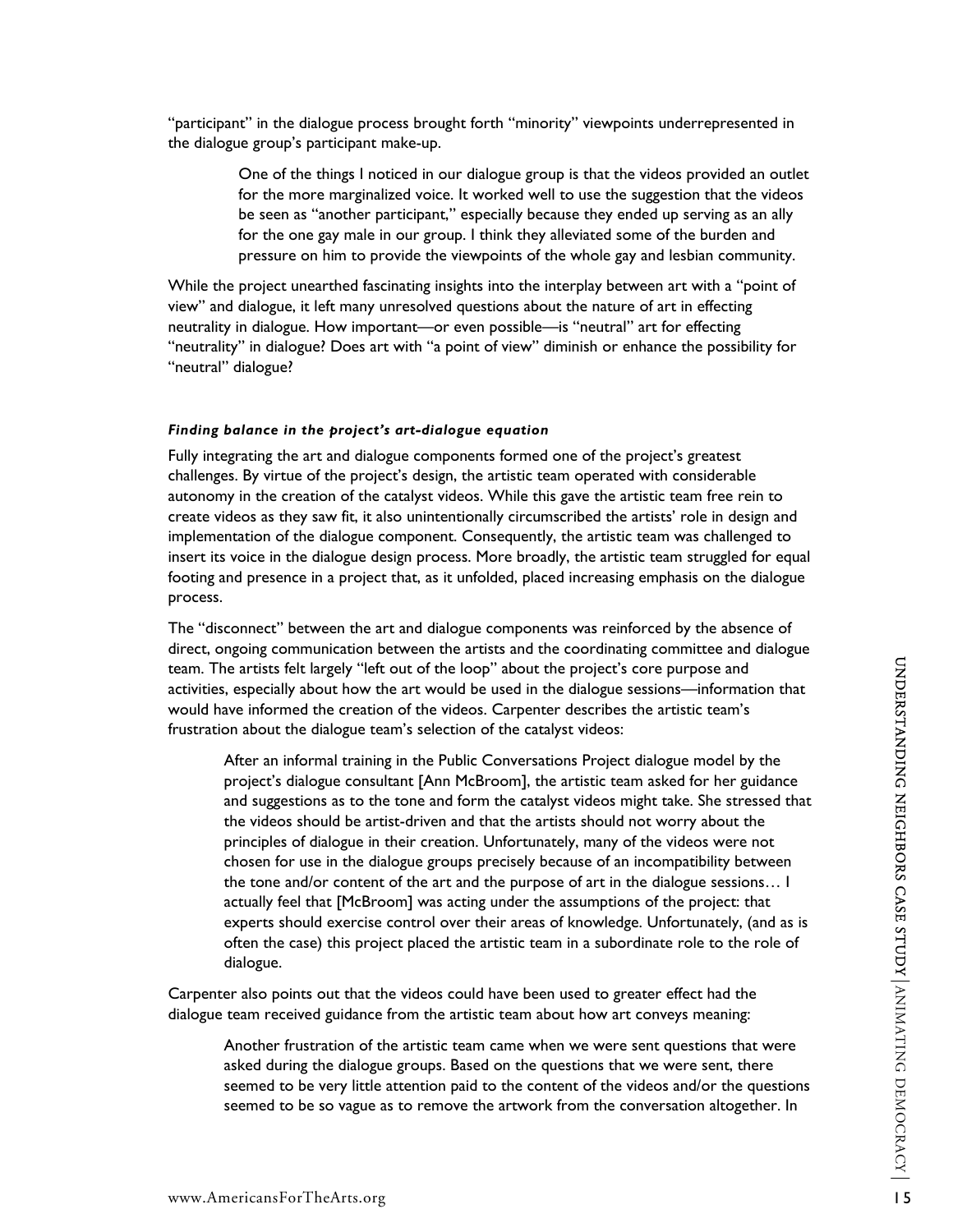"participant" in the dialogue process brought forth "minority" viewpoints underrepresented in the dialogue group's participant make-up.

> One of the things I noticed in our dialogue group is that the videos provided an outlet for the more marginalized voice. It worked well to use the suggestion that the videos be seen as "another participant," especially because they ended up serving as an ally for the one gay male in our group. I think they alleviated some of the burden and pressure on him to provide the viewpoints of the whole gay and lesbian community.

While the project unearthed fascinating insights into the interplay between art with a "point of view" and dialogue, it left many unresolved questions about the nature of art in effecting neutrality in dialogue. How important—or even possible—is "neutral" art for effecting "neutrality" in dialogue? Does art with "a point of view" diminish or enhance the possibility for "neutral" dialogue?

#### *Finding balance in the project's art-dialogue equation*

Fully integrating the art and dialogue components formed one of the project's greatest challenges. By virtue of the project's design, the artistic team operated with considerable autonomy in the creation of the catalyst videos. While this gave the artistic team free rein to create videos as they saw fit, it also unintentionally circumscribed the artists' role in design and implementation of the dialogue component. Consequently, the artistic team was challenged to insert its voice in the dialogue design process. More broadly, the artistic team struggled for equal footing and presence in a project that, as it unfolded, placed increasing emphasis on the dialogue process.

The "disconnect" between the art and dialogue components was reinforced by the absence of direct, ongoing communication between the artists and the coordinating committee and dialogue team. The artists felt largely "left out of the loop" about the project's core purpose and activities, especially about how the art would be used in the dialogue sessions—information that would have informed the creation of the videos. Carpenter describes the artistic team's frustration about the dialogue team's selection of the catalyst videos:

> After an informal training in the Public Conversations Project dialogue model by the project's dialogue consultant [Ann McBroom], the artistic team asked for her guidance and suggestions as to the tone and form the catalyst videos might take. She stressed that the videos should be artist-driven and that the artists should not worry about the principles of dialogue in their creation. Unfortunately, many of the videos were not chosen for use in the dialogue groups precisely because of an incompatibility between the tone and/or content of the art and the purpose of art in the dialogue sessions… I actually feel that [McBroom] was acting under the assumptions of the project: that experts should exercise control over their areas of knowledge. Unfortunately, (and as is often the case) this project placed the artistic team in a subordinate role to the role of dialogue.

Carpenter also points out that the videos could have been used to greater effect had the dialogue team received guidance from the artistic team about how art conveys meaning:

> Another frustration of the artistic team came when we were sent questions that were asked during the dialogue groups. Based on the questions that we were sent, there seemed to be very little attention paid to the content of the videos and/or the questions seemed to be so vague as to remove the artwork from the conversation altogether. In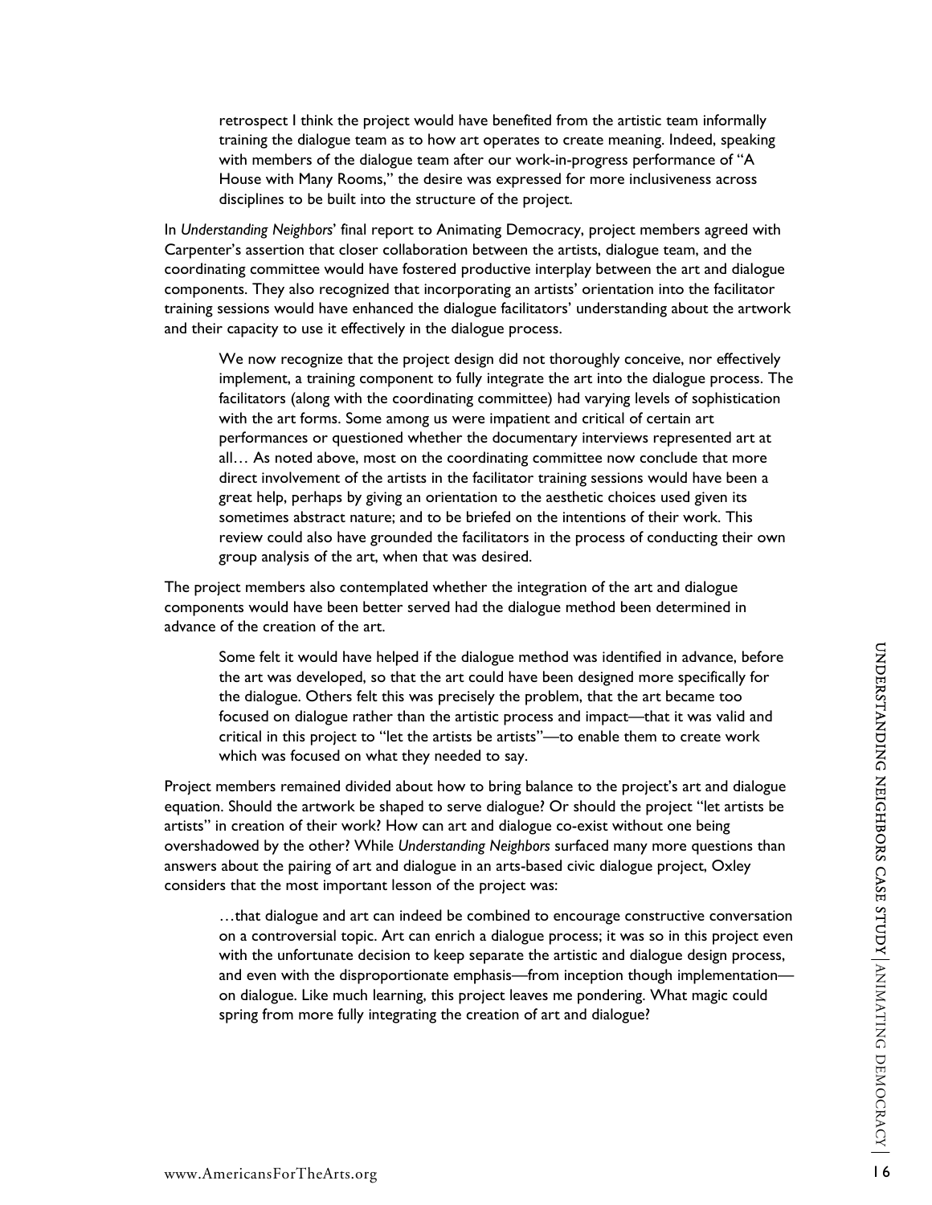> retrospect I think the project would have benefited from the artistic team informally training the dialogue team as to how art operates to create meaning. Indeed, speaking with members of the dialogue team after our work-in-progress performance of "A House with Many Rooms," the desire was expressed for more inclusiveness across disciplines to be built into the structure of the project.

In *Understanding Neighbors*' final report to Animating Democracy, project members agreed with Carpenter's assertion that closer collaboration between the artists, dialogue team, and the coordinating committee would have fostered productive interplay between the art and dialogue components. They also recognized that incorporating an artists' orientation into the facilitator training sessions would have enhanced the dialogue facilitators' understanding about the artwork and their capacity to use it effectively in the dialogue process.

> We now recognize that the project design did not thoroughly conceive, nor effectively implement, a training component to fully integrate the art into the dialogue process. The facilitators (along with the coordinating committee) had varying levels of sophistication with the art forms. Some among us were impatient and critical of certain art performances or questioned whether the documentary interviews represented art at all… As noted above, most on the coordinating committee now conclude that more direct involvement of the artists in the facilitator training sessions would have been a great help, perhaps by giving an orientation to the aesthetic choices used given its sometimes abstract nature; and to be briefed on the intentions of their work. This review could also have grounded the facilitators in the process of conducting their own group analysis of the art, when that was desired.

The project members also contemplated whether the integration of the art and dialogue components would have been better served had the dialogue method been determined in advance of the creation of the art.

> Some felt it would have helped if the dialogue method was identified in advance, before the art was developed, so that the art could have been designed more specifically for the dialogue. Others felt this was precisely the problem, that the art became too focused on dialogue rather than the artistic process and impact—that it was valid and critical in this project to "let the artists be artists"—to enable them to create work which was focused on what they needed to say.

Project members remained divided about how to bring balance to the project's art and dialogue equation. Should the artwork be shaped to serve dialogue? Or should the project "let artists be artists" in creation of their work? How can art and dialogue co-exist without one being overshadowed by the other? While *Understanding Neighbors* surfaced many more questions than answers about the pairing of art and dialogue in an arts-based civic dialogue project, Oxley considers that the most important lesson of the project was:

> …that dialogue and art can indeed be combined to encourage constructive conversation on a controversial topic. Art can enrich a dialogue process; it was so in this project even with the unfortunate decision to keep separate the artistic and dialogue design process, and even with the disproportionate emphasis—from inception though implementation—on dialogue. Like much learning, this project leaves me pondering. What magic could spring from more fully integrating the creation of art and dialogue?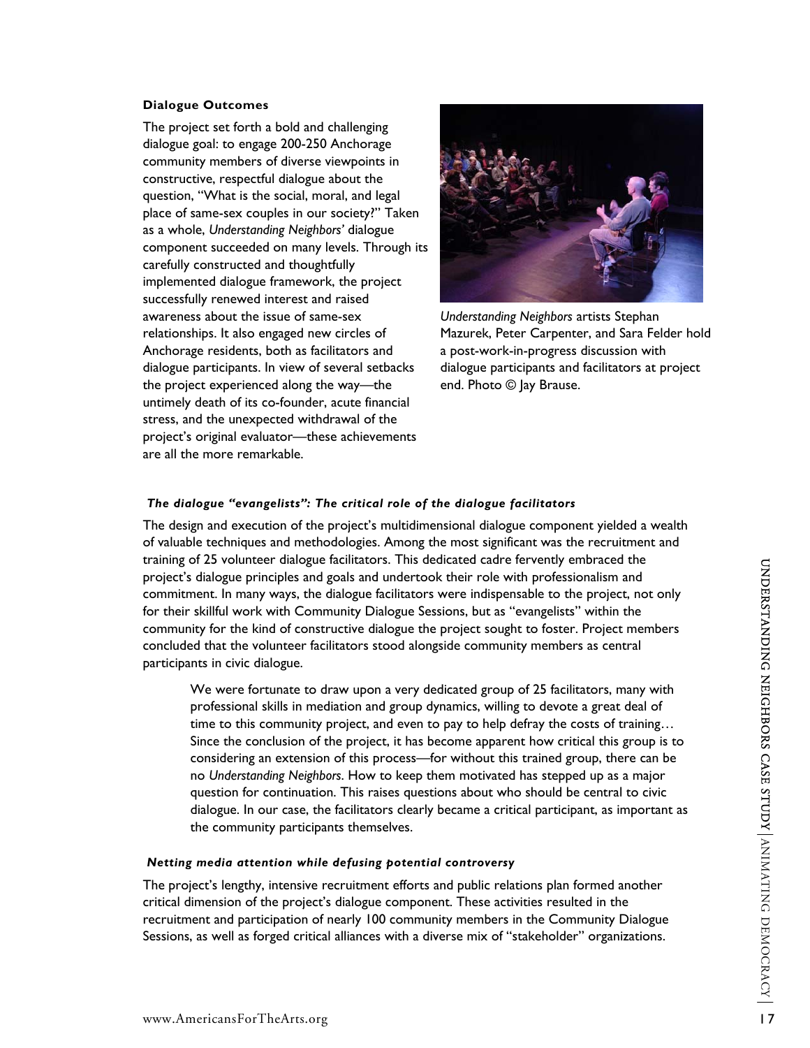**Dialogue Outcomes**

The project set forth a bold and challenging dialogue goal: to engage 200-250 Anchorage community members of diverse viewpoints in constructive, respectful dialogue about the question, "What is the social, moral, and legal place of same-sex couples in our society?" Taken as a whole, *Understanding Neighbors'* dialogue component succeeded on many levels. Through its carefully constructed and thoughtfully implemented dialogue framework, the project successfully renewed interest and raised awareness about the issue of same-sex relationships. It also engaged new circles of Anchorage residents, both as facilitators and dialogue participants. In view of several setbacks the project experienced along the way—the untimely death of its co-founder, acute financial stress, and the unexpected withdrawal of the project's original evaluator—these achievements are all the more remarkable.

*Understanding Neighbors* artists Stephan Mazurek, Peter Carpenter, and Sara Felder hold a post-work-in-progress discussion with dialogue participants and facilitators at project end. Photo © Jay Brause.

***The dialogue "evangelists": The critical role of the dialogue facilitators***

The design and execution of the project's multidimensional dialogue component yielded a wealth of valuable techniques and methodologies. Among the most significant was the recruitment and training of 25 volunteer dialogue facilitators. This dedicated cadre fervently embraced the project's dialogue principles and goals and undertook their role with professionalism and commitment. In many ways, the dialogue facilitators were indispensable to the project, not only for their skillful work with Community Dialogue Sessions, but as "evangelists" within the community for the kind of constructive dialogue the project sought to foster. Project members concluded that the volunteer facilitators stood alongside community members as central participants in civic dialogue.

> We were fortunate to draw upon a very dedicated group of 25 facilitators, many with professional skills in mediation and group dynamics, willing to devote a great deal of time to this community project, and even to pay to help defray the costs of training… Since the conclusion of the project, it has become apparent how critical this group is to considering an extension of this process—for without this trained group, there can be no *Understanding Neighbors*. How to keep them motivated has stepped up as a major question for continuation. This raises questions about who should be central to civic dialogue. In our case, the facilitators clearly became a critical participant, as important as the community participants themselves.

***Netting media attention while defusing potential controversy***

The project's lengthy, intensive recruitment efforts and public relations plan formed another critical dimension of the project's dialogue component. These activities resulted in the recruitment and participation of nearly 100 community members in the Community Dialogue Sessions, as well as forged critical alliances with a diverse mix of "stakeholder" organizations.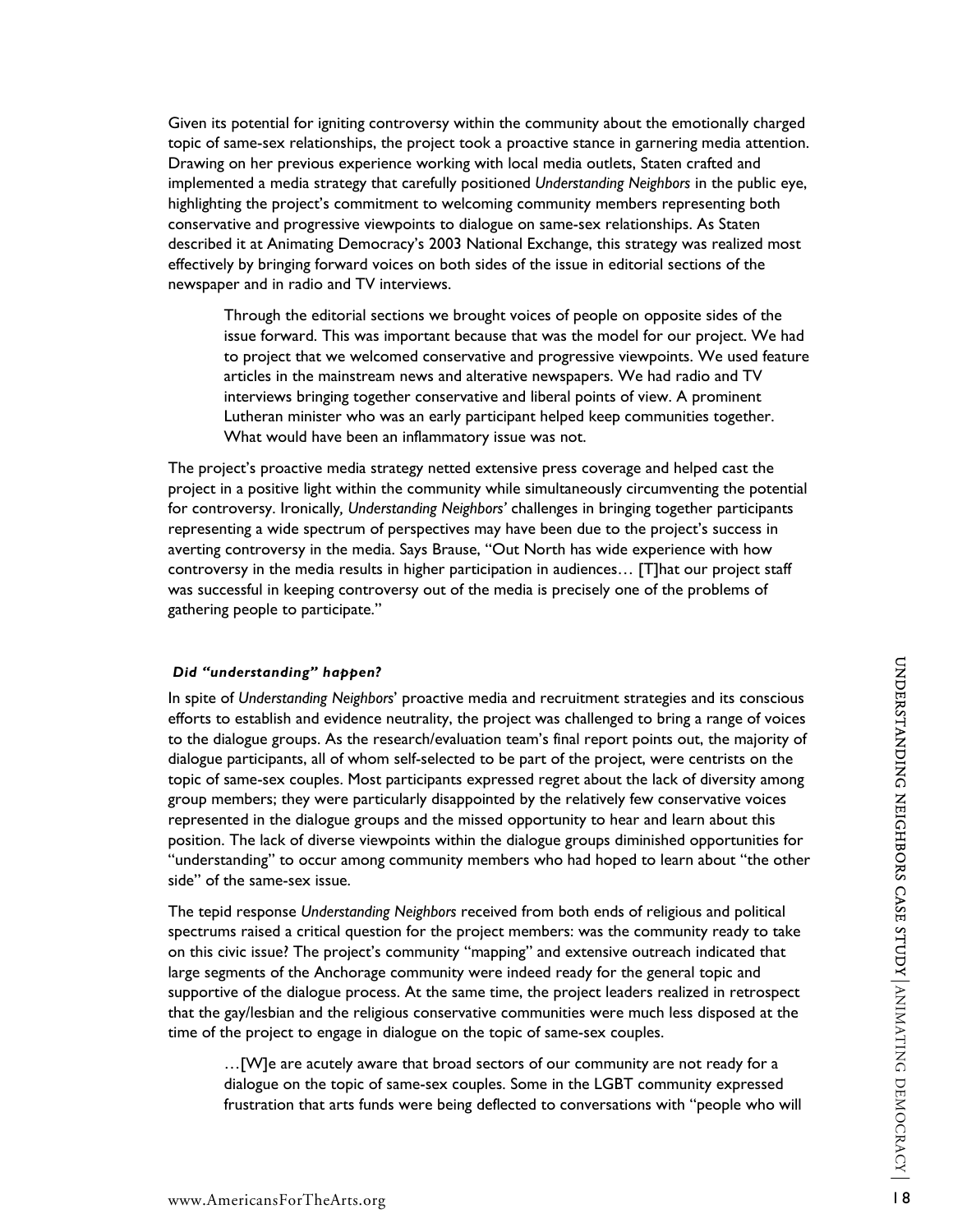Given its potential for igniting controversy within the community about the emotionally charged topic of same-sex relationships, the project took a proactive stance in garnering media attention. Drawing on her previous experience working with local media outlets, Staten crafted and implemented a media strategy that carefully positioned *Understanding Neighbors* in the public eye, highlighting the project's commitment to welcoming community members representing both conservative and progressive viewpoints to dialogue on same-sex relationships. As Staten described it at Animating Democracy's 2003 National Exchange, this strategy was realized most effectively by bringing forward voices on both sides of the issue in editorial sections of the newspaper and in radio and TV interviews.

> Through the editorial sections we brought voices of people on opposite sides of the issue forward. This was important because that was the model for our project. We had to project that we welcomed conservative and progressive viewpoints. We used feature articles in the mainstream news and alterative newspapers. We had radio and TV interviews bringing together conservative and liberal points of view. A prominent Lutheran minister who was an early participant helped keep communities together. What would have been an inflammatory issue was not.

The project's proactive media strategy netted extensive press coverage and helped cast the project in a positive light within the community while simultaneously circumventing the potential for controversy. Ironically, *Understanding Neighbors'* challenges in bringing together participants representing a wide spectrum of perspectives may have been due to the project's success in averting controversy in the media. Says Brause, "Out North has wide experience with how controversy in the media results in higher participation in audiences… [T]hat our project staff was successful in keeping controversy out of the media is precisely one of the problems of gathering people to participate."

***Did "understanding" happen?***

In spite of *Understanding Neighbors*' proactive media and recruitment strategies and its conscious efforts to establish and evidence neutrality, the project was challenged to bring a range of voices to the dialogue groups. As the research/evaluation team's final report points out, the majority of dialogue participants, all of whom self-selected to be part of the project, were centrists on the topic of same-sex couples. Most participants expressed regret about the lack of diversity among group members; they were particularly disappointed by the relatively few conservative voices represented in the dialogue groups and the missed opportunity to hear and learn about this position. The lack of diverse viewpoints within the dialogue groups diminished opportunities for "understanding" to occur among community members who had hoped to learn about "the other side" of the same-sex issue.

The tepid response *Understanding Neighbors* received from both ends of religious and political spectrums raised a critical question for the project members: was the community ready to take on this civic issue? The project's community "mapping" and extensive outreach indicated that large segments of the Anchorage community were indeed ready for the general topic and supportive of the dialogue process. At the same time, the project leaders realized in retrospect that the gay/lesbian and the religious conservative communities were much less disposed at the time of the project to engage in dialogue on the topic of same-sex couples.

> …[W]e are acutely aware that broad sectors of our community are not ready for a dialogue on the topic of same-sex couples. Some in the LGBT community expressed frustration that arts funds were being deflected to conversations with "people who will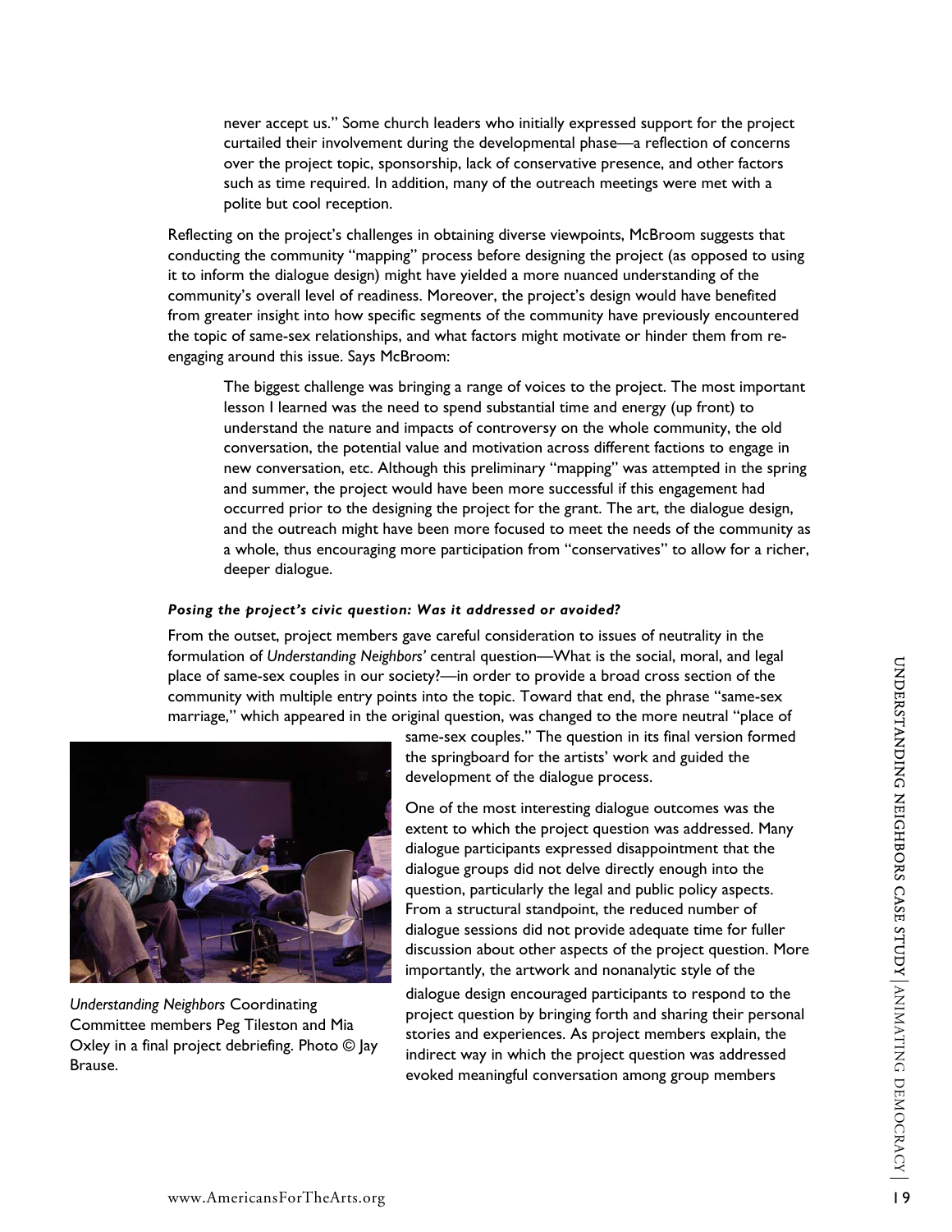never accept us." Some church leaders who initially expressed support for the project curtailed their involvement during the developmental phase—a reflection of concerns over the project topic, sponsorship, lack of conservative presence, and other factors such as time required. In addition, many of the outreach meetings were met with a polite but cool reception.

Reflecting on the project's challenges in obtaining diverse viewpoints, McBroom suggests that conducting the community "mapping" process before designing the project (as opposed to using it to inform the dialogue design) might have yielded a more nuanced understanding of the community's overall level of readiness. Moreover, the project's design would have benefited from greater insight into how specific segments of the community have previously encountered the topic of same-sex relationships, and what factors might motivate or hinder them from re-engaging around this issue. Says McBroom:

> The biggest challenge was bringing a range of voices to the project. The most important lesson I learned was the need to spend substantial time and energy (up front) to understand the nature and impacts of controversy on the whole community, the old conversation, the potential value and motivation across different factions to engage in new conversation, etc. Although this preliminary "mapping" was attempted in the spring and summer, the project would have been more successful if this engagement had occurred prior to the designing the project for the grant. The art, the dialogue design, and the outreach might have been more focused to meet the needs of the community as a whole, thus encouraging more participation from "conservatives" to allow for a richer, deeper dialogue.

***Posing the project's civic question: Was it addressed or avoided?***

From the outset, project members gave careful consideration to issues of neutrality in the formulation of *Understanding Neighbors'* central question—What is the social, moral, and legal place of same-sex couples in our society?—in order to provide a broad cross section of the community with multiple entry points into the topic. Toward that end, the phrase "same-sex marriage," which appeared in the original question, was changed to the more neutral "place of same-sex couples." The question in its final version formed the springboard for the artists' work and guided the development of the dialogue process.

*Understanding Neighbors* Coordinating Committee members Peg Tileston and Mia Oxley in a final project debriefing. Photo © Jay Brause.

One of the most interesting dialogue outcomes was the extent to which the project question was addressed. Many dialogue participants expressed disappointment that the dialogue groups did not delve directly enough into the question, particularly the legal and public policy aspects. From a structural standpoint, the reduced number of dialogue sessions did not provide adequate time for fuller discussion about other aspects of the project question. More importantly, the artwork and nonanalytic style of the dialogue design encouraged participants to respond to the project question by bringing forth and sharing their personal stories and experiences. As project members explain, the indirect way in which the project question was addressed evoked meaningful conversation among group members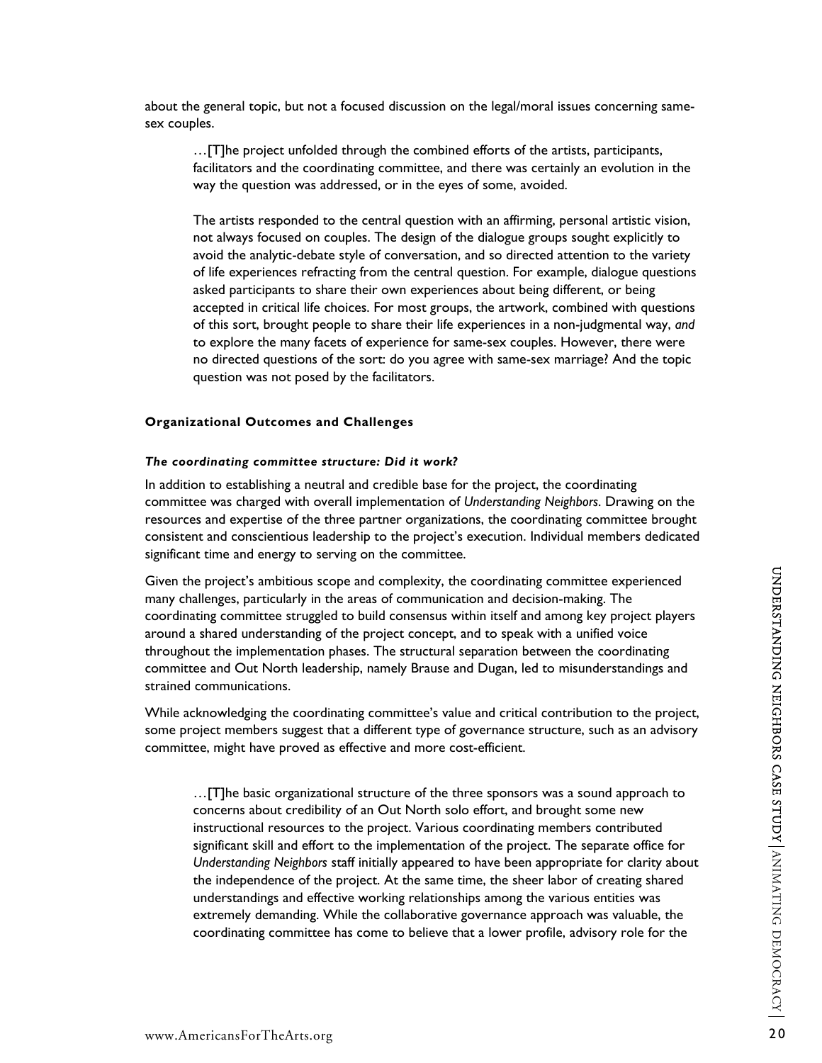about the general topic, but not a focused discussion on the legal/moral issues concerning same-sex couples.

> …[T]he project unfolded through the combined efforts of the artists, participants, facilitators and the coordinating committee, and there was certainly an evolution in the way the question was addressed, or in the eyes of some, avoided.
>
> The artists responded to the central question with an affirming, personal artistic vision, not always focused on couples. The design of the dialogue groups sought explicitly to avoid the analytic-debate style of conversation, and so directed attention to the variety of life experiences refracting from the central question. For example, dialogue questions asked participants to share their own experiences about being different, or being accepted in critical life choices. For most groups, the artwork, combined with questions of this sort, brought people to share their life experiences in a non-judgmental way, *and* to explore the many facets of experience for same-sex couples. However, there were no directed questions of the sort: do you agree with same-sex marriage? And the topic question was not posed by the facilitators.

**Organizational Outcomes and Challenges**

***The coordinating committee structure: Did it work?***

In addition to establishing a neutral and credible base for the project, the coordinating committee was charged with overall implementation of *Understanding Neighbors*. Drawing on the resources and expertise of the three partner organizations, the coordinating committee brought consistent and conscientious leadership to the project's execution. Individual members dedicated significant time and energy to serving on the committee.

Given the project's ambitious scope and complexity, the coordinating committee experienced many challenges, particularly in the areas of communication and decision-making. The coordinating committee struggled to build consensus within itself and among key project players around a shared understanding of the project concept, and to speak with a unified voice throughout the implementation phases. The structural separation between the coordinating committee and Out North leadership, namely Brause and Dugan, led to misunderstandings and strained communications.

While acknowledging the coordinating committee's value and critical contribution to the project, some project members suggest that a different type of governance structure, such as an advisory committee, might have proved as effective and more cost-efficient.

> …[T]he basic organizational structure of the three sponsors was a sound approach to concerns about credibility of an Out North solo effort, and brought some new instructional resources to the project. Various coordinating members contributed significant skill and effort to the implementation of the project. The separate office for *Understanding Neighbors* staff initially appeared to have been appropriate for clarity about the independence of the project. At the same time, the sheer labor of creating shared understandings and effective working relationships among the various entities was extremely demanding. While the collaborative governance approach was valuable, the coordinating committee has come to believe that a lower profile, advisory role for the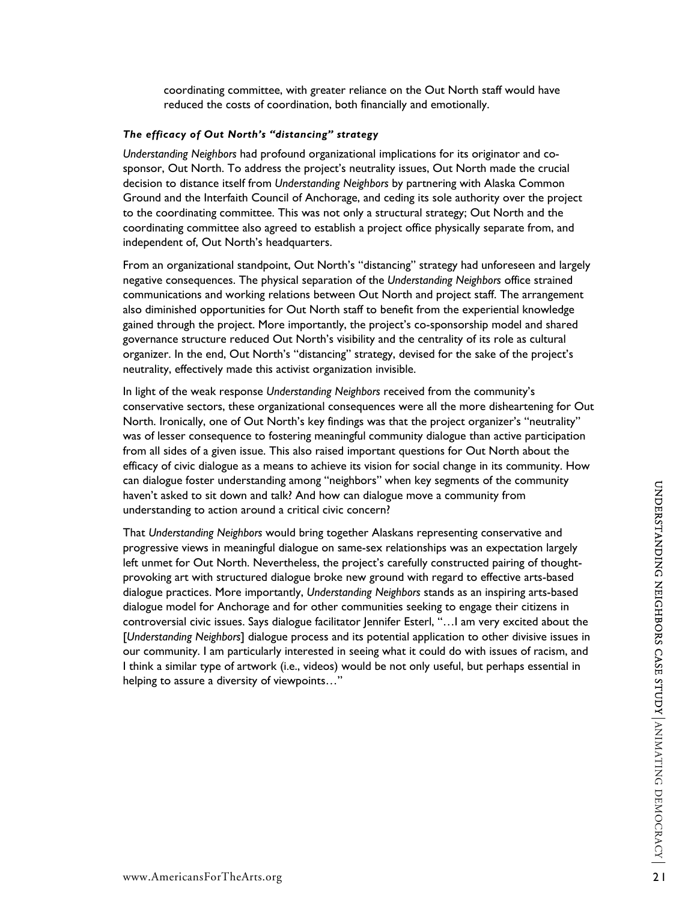coordinating committee, with greater reliance on the Out North staff would have reduced the costs of coordination, both financially and emotionally.

***The efficacy of Out North's "distancing" strategy***

*Understanding Neighbors* had profound organizational implications for its originator and co-sponsor, Out North. To address the project's neutrality issues, Out North made the crucial decision to distance itself from *Understanding Neighbors* by partnering with Alaska Common Ground and the Interfaith Council of Anchorage, and ceding its sole authority over the project to the coordinating committee. This was not only a structural strategy; Out North and the coordinating committee also agreed to establish a project office physically separate from, and independent of, Out North's headquarters.

From an organizational standpoint, Out North's "distancing" strategy had unforeseen and largely negative consequences. The physical separation of the *Understanding Neighbors* office strained communications and working relations between Out North and project staff. The arrangement also diminished opportunities for Out North staff to benefit from the experiential knowledge gained through the project. More importantly, the project's co-sponsorship model and shared governance structure reduced Out North's visibility and the centrality of its role as cultural organizer. In the end, Out North's "distancing" strategy, devised for the sake of the project's neutrality, effectively made this activist organization invisible.

In light of the weak response *Understanding Neighbors* received from the community's conservative sectors, these organizational consequences were all the more disheartening for Out North. Ironically, one of Out North's key findings was that the project organizer's "neutrality" was of lesser consequence to fostering meaningful community dialogue than active participation from all sides of a given issue. This also raised important questions for Out North about the efficacy of civic dialogue as a means to achieve its vision for social change in its community. How can dialogue foster understanding among "neighbors" when key segments of the community haven't asked to sit down and talk? And how can dialogue move a community from understanding to action around a critical civic concern?

That *Understanding Neighbors* would bring together Alaskans representing conservative and progressive views in meaningful dialogue on same-sex relationships was an expectation largely left unmet for Out North. Nevertheless, the project's carefully constructed pairing of thought-provoking art with structured dialogue broke new ground with regard to effective arts-based dialogue practices. More importantly, *Understanding Neighbors* stands as an inspiring arts-based dialogue model for Anchorage and for other communities seeking to engage their citizens in controversial civic issues. Says dialogue facilitator Jennifer Esterl, "…I am very excited about the [*Understanding Neighbors*] dialogue process and its potential application to other divisive issues in our community. I am particularly interested in seeing what it could do with issues of racism, and I think a similar type of artwork (i.e., videos) would be not only useful, but perhaps essential in helping to assure a diversity of viewpoints…"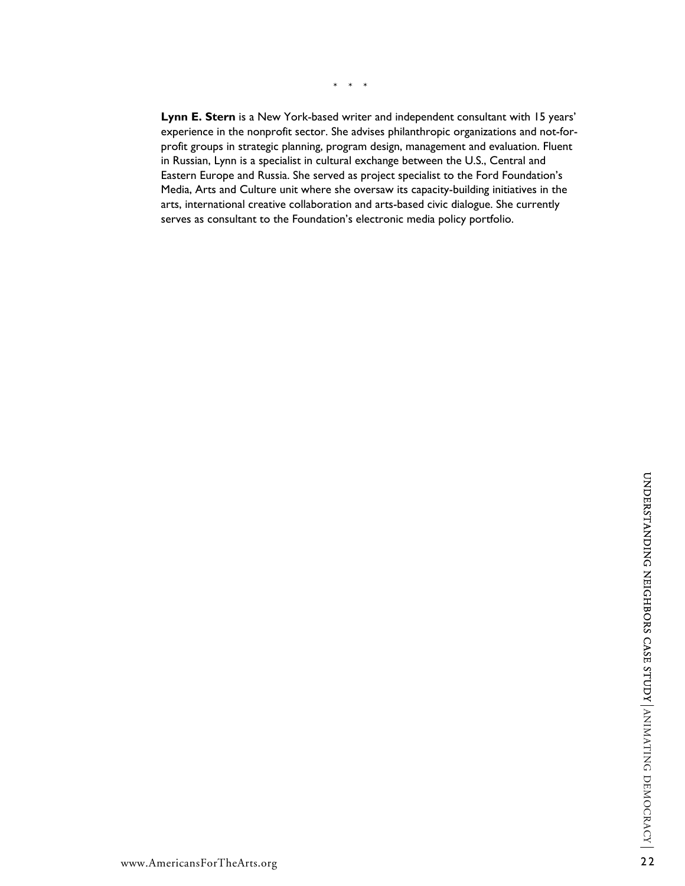\* \* \*

**Lynn E. Stern** is a New York-based writer and independent consultant with 15 years' experience in the nonprofit sector. She advises philanthropic organizations and not-for-profit groups in strategic planning, program design, management and evaluation. Fluent in Russian, Lynn is a specialist in cultural exchange between the U.S., Central and Eastern Europe and Russia. She served as project specialist to the Ford Foundation's Media, Arts and Culture unit where she oversaw its capacity-building initiatives in the arts, international creative collaboration and arts-based civic dialogue. She currently serves as consultant to the Foundation's electronic media policy portfolio.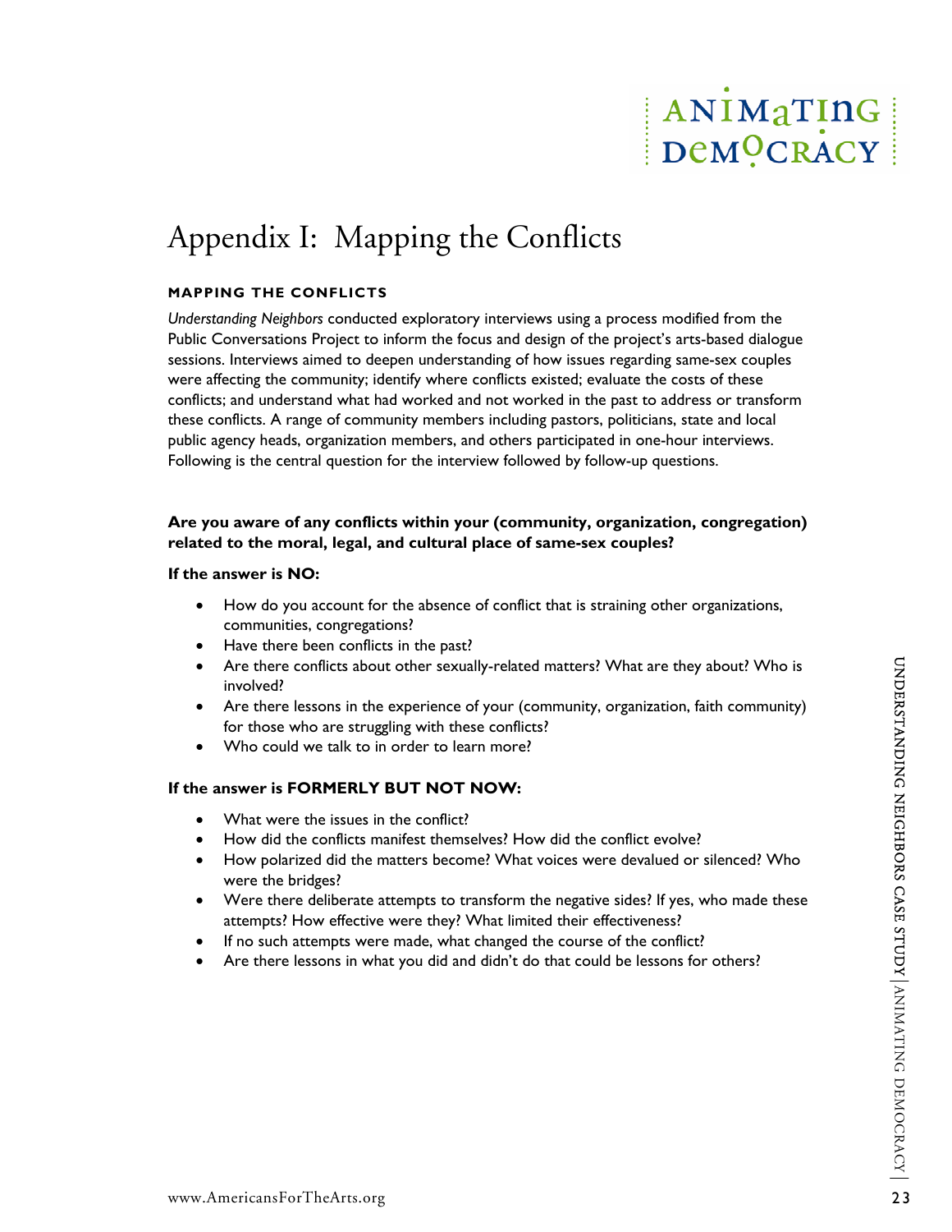# Appendix I: Mapping the Conflicts

### MAPPING THE CONFLICTS

*Understanding Neighbors* conducted exploratory interviews using a process modified from the Public Conversations Project to inform the focus and design of the project's arts-based dialogue sessions. Interviews aimed to deepen understanding of how issues regarding same-sex couples were affecting the community; identify where conflicts existed; evaluate the costs of these conflicts; and understand what had worked and not worked in the past to address or transform these conflicts. A range of community members including pastors, politicians, state and local public agency heads, organization members, and others participated in one-hour interviews. Following is the central question for the interview followed by follow-up questions.

**Are you aware of any conflicts within your (community, organization, congregation) related to the moral, legal, and cultural place of same-sex couples?**

**If the answer is NO:**

- How do you account for the absence of conflict that is straining other organizations, communities, congregations?
- Have there been conflicts in the past?
- Are there conflicts about other sexually-related matters? What are they about? Who is involved?
- Are there lessons in the experience of your (community, organization, faith community) for those who are struggling with these conflicts?
- Who could we talk to in order to learn more?

**If the answer is FORMERLY BUT NOT NOW:**

- What were the issues in the conflict?
- How did the conflicts manifest themselves? How did the conflict evolve?
- How polarized did the matters become? What voices were devalued or silenced? Who were the bridges?
- Were there deliberate attempts to transform the negative sides? If yes, who made these attempts? How effective were they? What limited their effectiveness?
- If no such attempts were made, what changed the course of the conflict?
- Are there lessons in what you did and didn't do that could be lessons for others?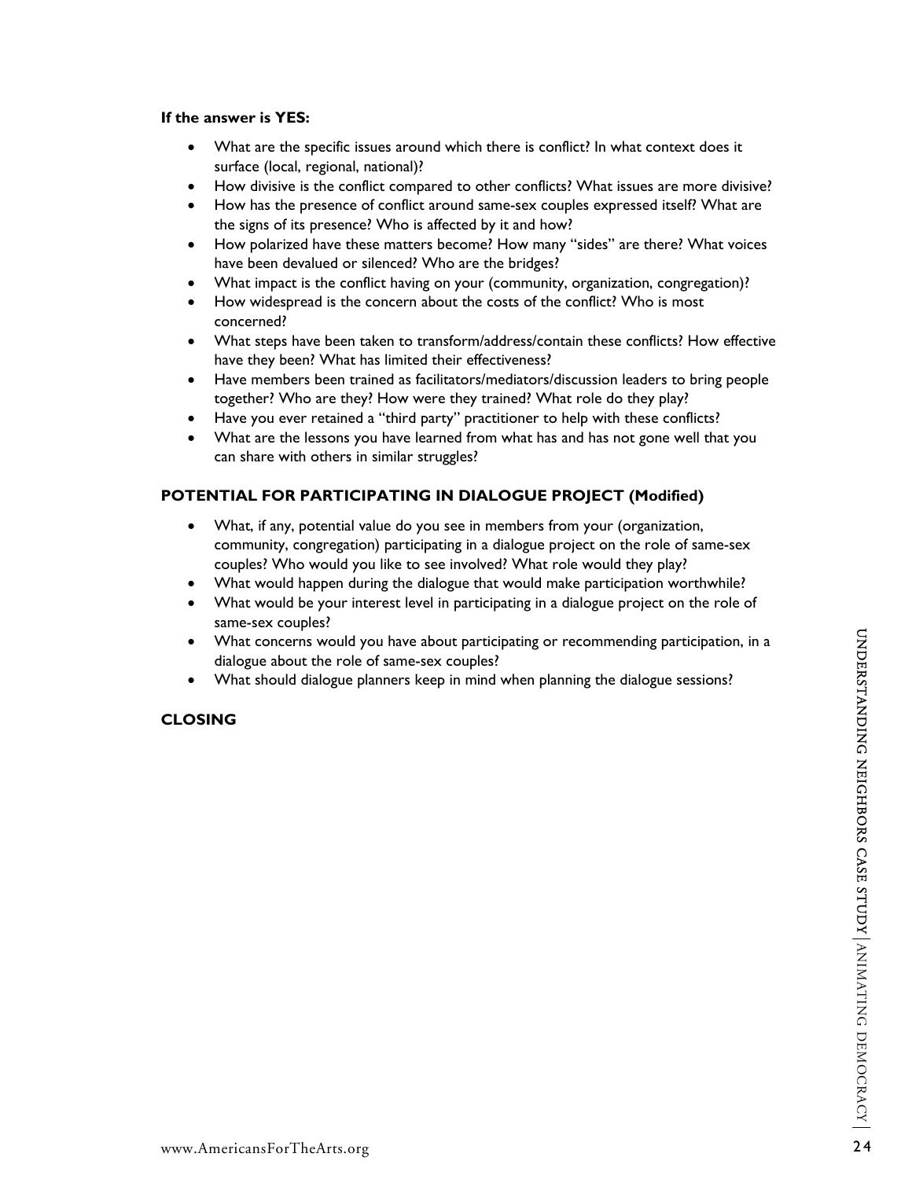**If the answer is YES:**

- What are the specific issues around which there is conflict? In what context does it surface (local, regional, national)?
- How divisive is the conflict compared to other conflicts? What issues are more divisive?
- How has the presence of conflict around same-sex couples expressed itself? What are the signs of its presence? Who is affected by it and how?
- How polarized have these matters become? How many "sides" are there? What voices have been devalued or silenced? Who are the bridges?
- What impact is the conflict having on your (community, organization, congregation)?
- How widespread is the concern about the costs of the conflict? Who is most concerned?
- What steps have been taken to transform/address/contain these conflicts? How effective have they been? What has limited their effectiveness?
- Have members been trained as facilitators/mediators/discussion leaders to bring people together? Who are they? How were they trained? What role do they play?
- Have you ever retained a "third party" practitioner to help with these conflicts?
- What are the lessons you have learned from what has and has not gone well that you can share with others in similar struggles?

## POTENTIAL FOR PARTICIPATING IN DIALOGUE PROJECT (Modified)

- What, if any, potential value do you see in members from your (organization, community, congregation) participating in a dialogue project on the role of same-sex couples? Who would you like to see involved? What role would they play?
- What would happen during the dialogue that would make participation worthwhile?
- What would be your interest level in participating in a dialogue project on the role of same-sex couples?
- What concerns would you have about participating or recommending participation, in a dialogue about the role of same-sex couples?
- What should dialogue planners keep in mind when planning the dialogue sessions?

## CLOSING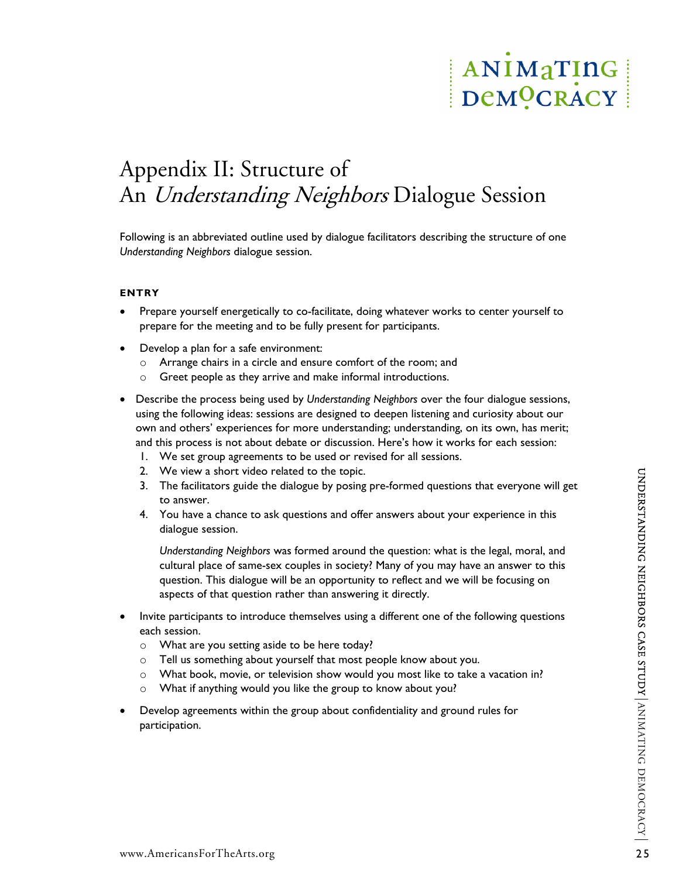# Appendix II: Structure of An *Understanding Neighbors* Dialogue Session

Following is an abbreviated outline used by dialogue facilitators describing the structure of one *Understanding Neighbors* dialogue session.

**ENTRY**

- Prepare yourself energetically to co-facilitate, doing whatever works to center yourself to prepare for the meeting and to be fully present for participants.
- Develop a plan for a safe environment:
  - Arrange chairs in a circle and ensure comfort of the room; and
  - Greet people as they arrive and make informal introductions.
- Describe the process being used by *Understanding Neighbors* over the four dialogue sessions, using the following ideas: sessions are designed to deepen listening and curiosity about our own and others' experiences for more understanding; understanding, on its own, has merit; and this process is not about debate or discussion. Here's how it works for each session:
  1. We set group agreements to be used or revised for all sessions.
  2. We view a short video related to the topic.
  3. The facilitators guide the dialogue by posing pre-formed questions that everyone will get to answer.
  4. You have a chance to ask questions and offer answers about your experience in this dialogue session.

  *Understanding Neighbors* was formed around the question: what is the legal, moral, and cultural place of same-sex couples in society? Many of you may have an answer to this question. This dialogue will be an opportunity to reflect and we will be focusing on aspects of that question rather than answering it directly.

- Invite participants to introduce themselves using a different one of the following questions each session.
  - What are you setting aside to be here today?
  - Tell us something about yourself that most people know about you.
  - What book, movie, or television show would you most like to take a vacation in?
  - What if anything would you like the group to know about you?
- Develop agreements within the group about confidentiality and ground rules for participation.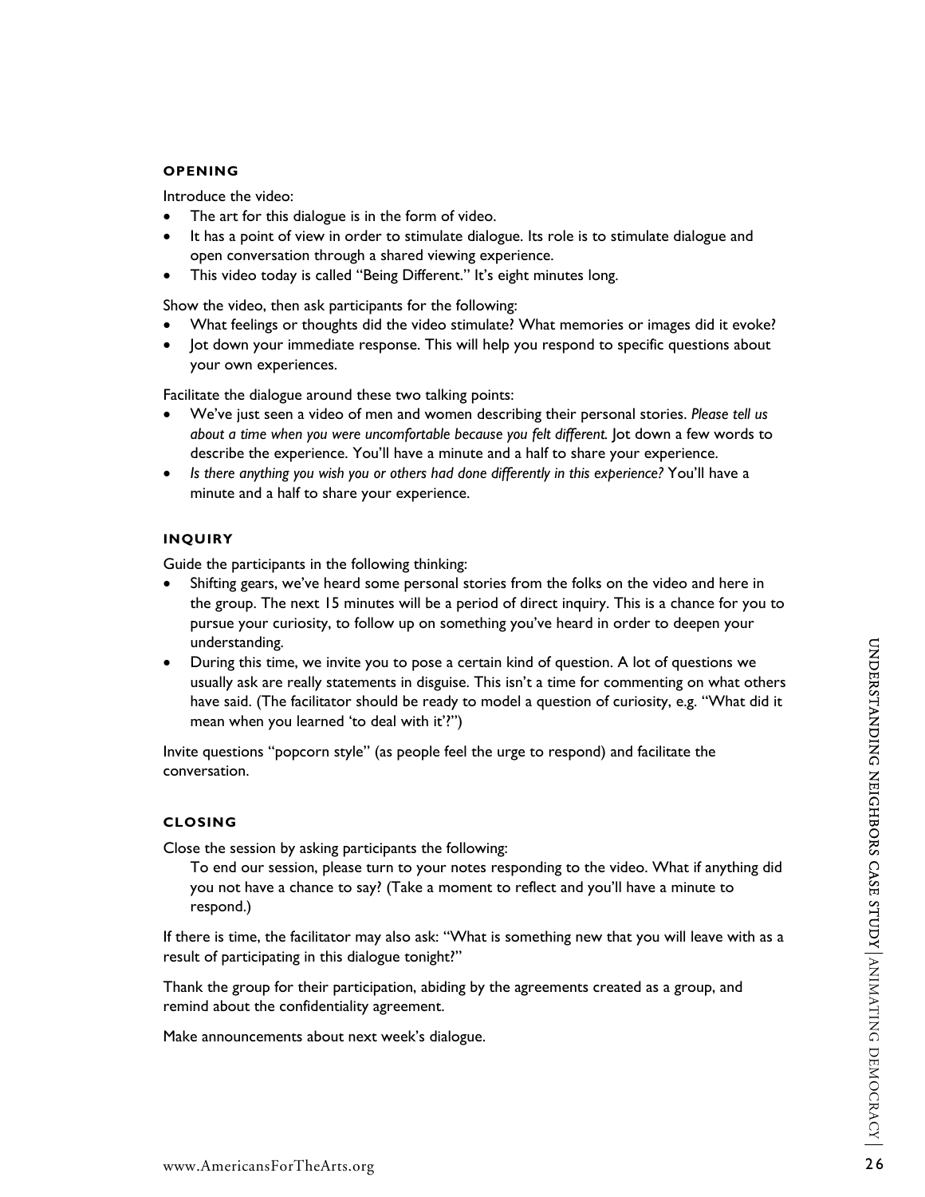### OPENING

Introduce the video:

- The art for this dialogue is in the form of video.
- It has a point of view in order to stimulate dialogue. Its role is to stimulate dialogue and open conversation through a shared viewing experience.
- This video today is called "Being Different." It's eight minutes long.

Show the video, then ask participants for the following:

- What feelings or thoughts did the video stimulate? What memories or images did it evoke?
- Jot down your immediate response. This will help you respond to specific questions about your own experiences.

Facilitate the dialogue around these two talking points:

- We've just seen a video of men and women describing their personal stories. *Please tell us about a time when you were uncomfortable because you felt different.* Jot down a few words to describe the experience. You'll have a minute and a half to share your experience.
- *Is there anything you wish you or others had done differently in this experience?* You'll have a minute and a half to share your experience.

### INQUIRY

Guide the participants in the following thinking:

- Shifting gears, we've heard some personal stories from the folks on the video and here in the group. The next 15 minutes will be a period of direct inquiry. This is a chance for you to pursue your curiosity, to follow up on something you've heard in order to deepen your understanding.
- During this time, we invite you to pose a certain kind of question. A lot of questions we usually ask are really statements in disguise. This isn't a time for commenting on what others have said. (The facilitator should be ready to model a question of curiosity, e.g. "What did it mean when you learned 'to deal with it'?")

Invite questions "popcorn style" (as people feel the urge to respond) and facilitate the conversation.

### CLOSING

Close the session by asking participants the following:

> To end our session, please turn to your notes responding to the video. What if anything did you not have a chance to say? (Take a moment to reflect and you'll have a minute to respond.)

If there is time, the facilitator may also ask: "What is something new that you will leave with as a result of participating in this dialogue tonight?"

Thank the group for their participation, abiding by the agreements created as a group, and remind about the confidentiality agreement.

Make announcements about next week's dialogue.